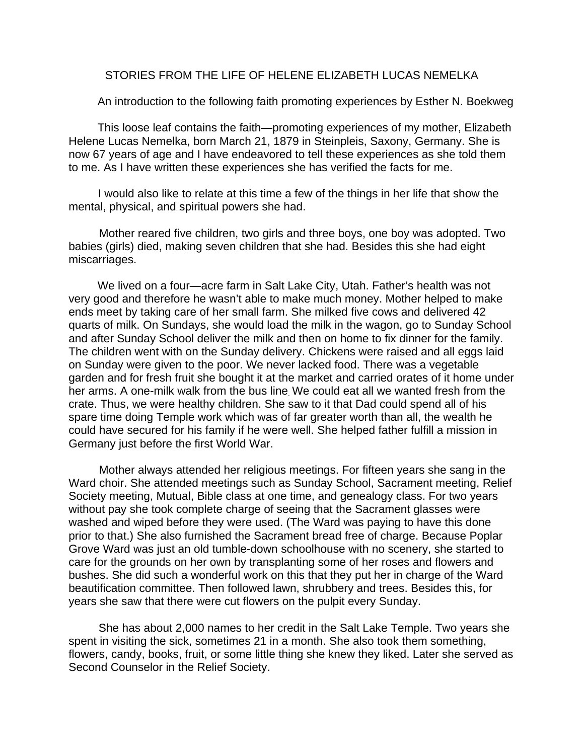# STORIES FROM THE LIFE OF HELENE ELIZABETH LUCAS NEMELKA

An introduction to the following faith promoting experiences by Esther N. Boekweg

This loose leaf contains the faith—promoting experiences of my mother, Elizabeth Helene Lucas Nemelka, born March 21, 1879 in Steinpleis, Saxony, Germany. She is now 67 years of age and I have endeavored to tell these experiences as she told them to me. As I have written these experiences she has verified the facts for me.

I would also like to relate at this time a few of the things in her life that show the mental, physical, and spiritual powers she had.

Mother reared five children, two girls and three boys, one boy was adopted. Two babies (girls) died, making seven children that she had. Besides this she had eight miscarriages.

We lived on a four—acre farm in Salt Lake City, Utah. Father's health was not very good and therefore he wasn't able to make much money. Mother helped to make ends meet by taking care of her small farm. She milked five cows and delivered 42 quarts of milk. On Sundays, she would load the milk in the wagon, go to Sunday School and after Sunday School deliver the milk and then on home to fix dinner for the family. The children went with on the Sunday delivery. Chickens were raised and all eggs laid on Sunday were given to the poor. We never lacked food. There was a vegetable garden and for fresh fruit she bought it at the market and carried orates of it home under her arms. A one-milk walk from the bus line. We could eat all we wanted fresh from the crate. Thus, we were healthy children. She saw to it that Dad could spend all of his spare time doing Temple work which was of far greater worth than all, the wealth he could have secured for his family if he were well. She helped father fulfill a mission in Germany just before the first World War.

Mother always attended her religious meetings. For fifteen years she sang in the Ward choir. She attended meetings such as Sunday School, Sacrament meeting, Relief Society meeting, Mutual, Bible class at one time, and genealogy class. For two years without pay she took complete charge of seeing that the Sacrament glasses were washed and wiped before they were used. (The Ward was paying to have this done prior to that.) She also furnished the Sacrament bread free of charge. Because Poplar Grove Ward was just an old tumble-down schoolhouse with no scenery, she started to care for the grounds on her own by transplanting some of her roses and flowers and bushes. She did such a wonderful work on this that they put her in charge of the Ward beautification committee. Then followed lawn, shrubbery and trees. Besides this, for years she saw that there were cut flowers on the pulpit every Sunday.

She has about 2,000 names to her credit in the Salt Lake Temple. Two years she spent in visiting the sick, sometimes 21 in a month. She also took them something, flowers, candy, books, fruit, or some little thing she knew they liked. Later she served as Second Counselor in the Relief Society.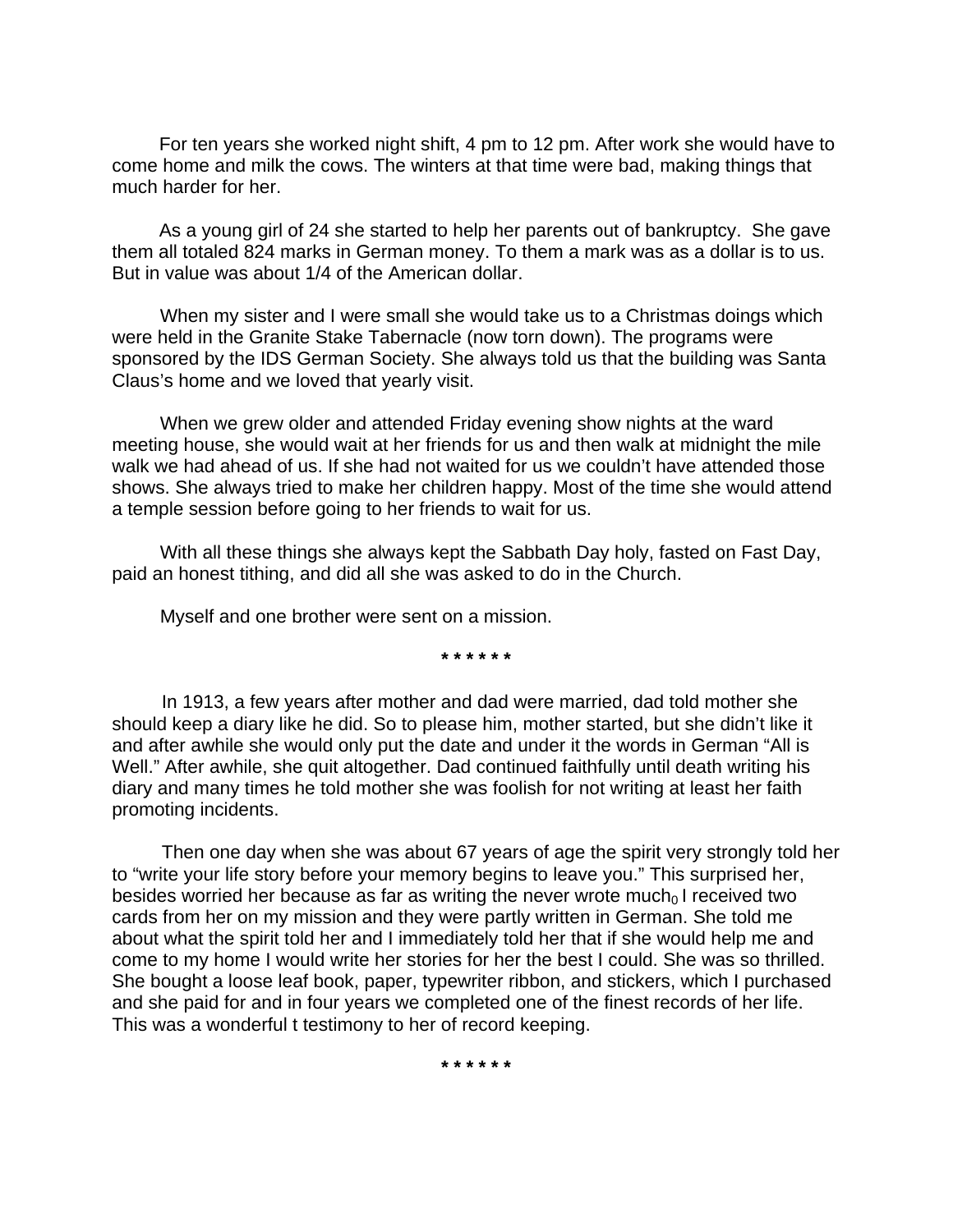For ten years she worked night shift, 4 pm to 12 pm. After work she would have to come home and milk the cows. The winters at that time were bad, making things that much harder for her.

As a young girl of 24 she started to help her parents out of bankruptcy. She gave them all totaled 824 marks in German money. To them a mark was as a dollar is to us. But in value was about 1/4 of the American dollar.

When my sister and I were small she would take us to a Christmas doings which were held in the Granite Stake Tabernacle (now torn down). The programs were sponsored by the IDS German Society. She always told us that the building was Santa Claus's home and we loved that yearly visit.

When we grew older and attended Friday evening show nights at the ward meeting house, she would wait at her friends for us and then walk at midnight the mile walk we had ahead of us. If she had not waited for us we couldn't have attended those shows. She always tried to make her children happy. Most of the time she would attend a temple session before going to her friends to wait for us.

With all these things she always kept the Sabbath Day holy, fasted on Fast Day, paid an honest tithing, and did all she was asked to do in the Church.

Myself and one brother were sent on a mission.

* * * * * *

In 1913, a few years after mother and dad were married, dad told mother she should keep a diary like he did. So to please him, mother started, but she didn't like it and after awhile she would only put the date and under it the words in German "All is Well." After awhile, she quit altogether. Dad continued faithfully until death writing his diary and many times he told mother she was foolish for not writing at least her faith promoting incidents.

Then one day when she was about 67 years of age the spirit very strongly told her to "write your life story before your memory begins to leave you." This surprised her, besides worried her because as far as writing the never wrote much$_0$ I received two cards from her on my mission and they were partly written in German. She told me about what the spirit told her and I immediately told her that if she would help me and come to my home I would write her stories for her the best I could. She was so thrilled. She bought a loose leaf book, paper, typewriter ribbon, and stickers, which I purchased and she paid for and in four years we completed one of the finest records of her life. This was a wonderful t testimony to her of record keeping.

* * * * * *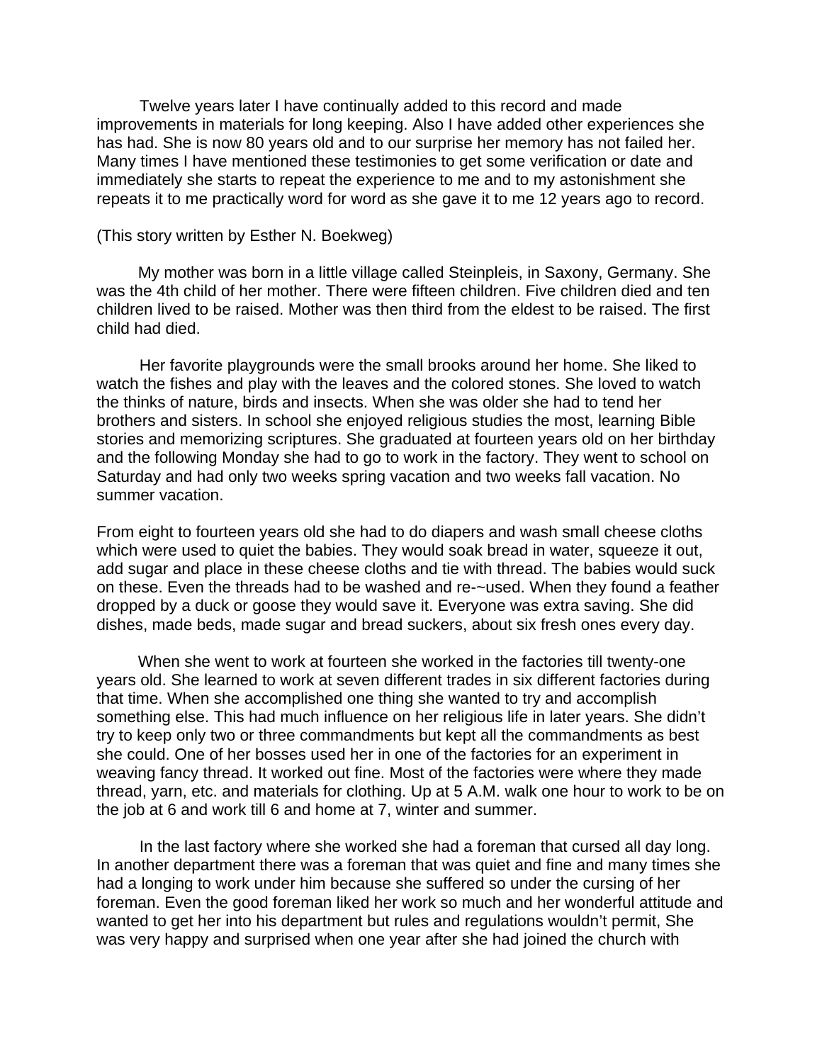Twelve years later I have continually added to this record and made improvements in materials for long keeping. Also I have added other experiences she has had. She is now 80 years old and to our surprise her memory has not failed her. Many times I have mentioned these testimonies to get some verification or date and immediately she starts to repeat the experience to me and to my astonishment she repeats it to me practically word for word as she gave it to me 12 years ago to record.

(This story written by Esther N. Boekweg)

My mother was born in a little village called Steinpleis, in Saxony, Germany. She was the 4th child of her mother. There were fifteen children. Five children died and ten children lived to be raised. Mother was then third from the eldest to be raised. The first child had died.

Her favorite playgrounds were the small brooks around her home. She liked to watch the fishes and play with the leaves and the colored stones. She loved to watch the thinks of nature, birds and insects. When she was older she had to tend her brothers and sisters. In school she enjoyed religious studies the most, learning Bible stories and memorizing scriptures. She graduated at fourteen years old on her birthday and the following Monday she had to go to work in the factory. They went to school on Saturday and had only two weeks spring vacation and two weeks fall vacation. No summer vacation.

From eight to fourteen years old she had to do diapers and wash small cheese cloths which were used to quiet the babies. They would soak bread in water, squeeze it out, add sugar and place in these cheese cloths and tie with thread. The babies would suck on these. Even the threads had to be washed and re-~used. When they found a feather dropped by a duck or goose they would save it. Everyone was extra saving. She did dishes, made beds, made sugar and bread suckers, about six fresh ones every day.

When she went to work at fourteen she worked in the factories till twenty-one years old. She learned to work at seven different trades in six different factories during that time. When she accomplished one thing she wanted to try and accomplish something else. This had much influence on her religious life in later years. She didn't try to keep only two or three commandments but kept all the commandments as best she could. One of her bosses used her in one of the factories for an experiment in weaving fancy thread. It worked out fine. Most of the factories were where they made thread, yarn, etc. and materials for clothing. Up at 5 A.M. walk one hour to work to be on the job at 6 and work till 6 and home at 7, winter and summer.

In the last factory where she worked she had a foreman that cursed all day long. In another department there was a foreman that was quiet and fine and many times she had a longing to work under him because she suffered so under the cursing of her foreman. Even the good foreman liked her work so much and her wonderful attitude and wanted to get her into his department but rules and regulations wouldn't permit, She was very happy and surprised when one year after she had joined the church with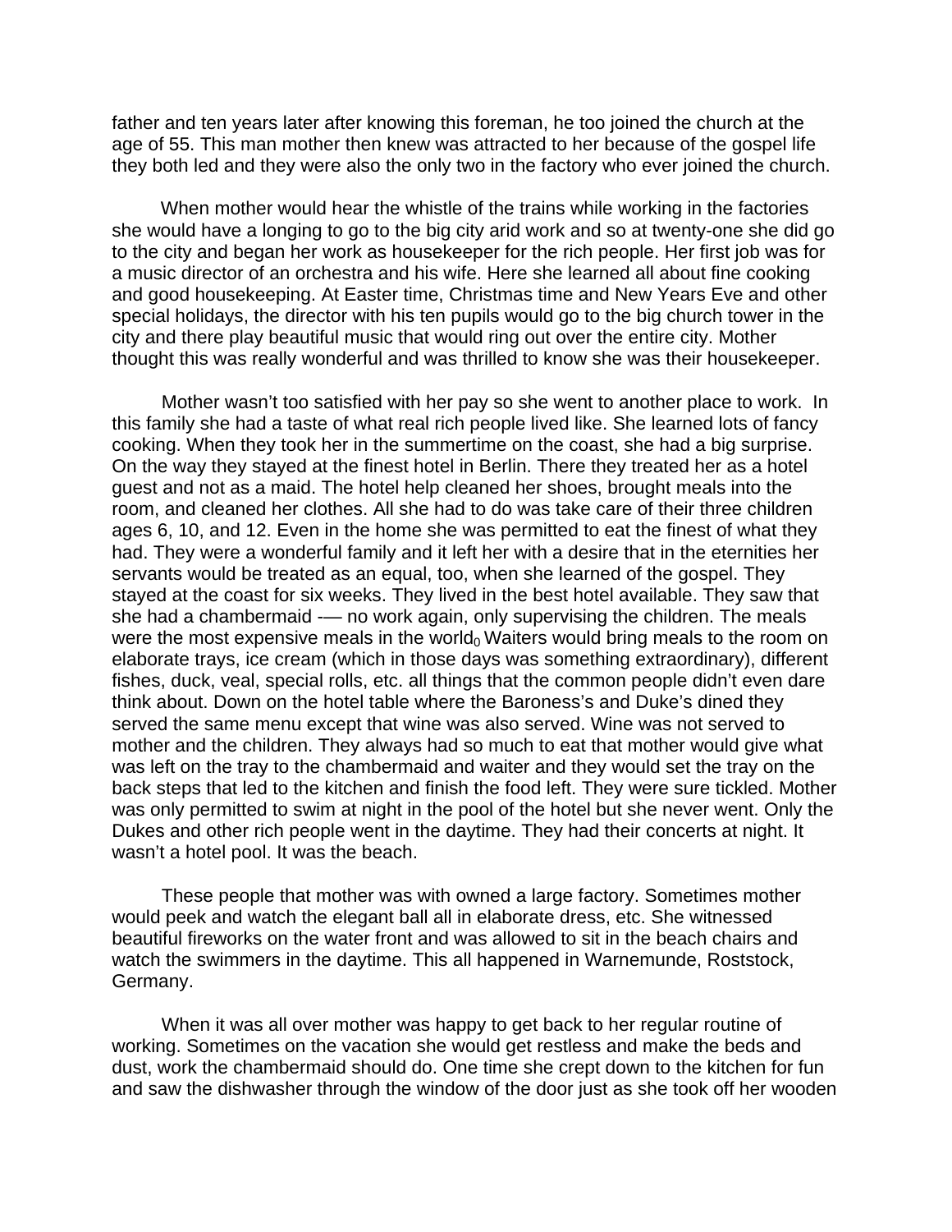father and ten years later after knowing this foreman, he too joined the church at the age of 55. This man mother then knew was attracted to her because of the gospel life they both led and they were also the only two in the factory who ever joined the church.

When mother would hear the whistle of the trains while working in the factories she would have a longing to go to the big city arid work and so at twenty-one she did go to the city and began her work as housekeeper for the rich people. Her first job was for a music director of an orchestra and his wife. Here she learned all about fine cooking and good housekeeping. At Easter time, Christmas time and New Years Eve and other special holidays, the director with his ten pupils would go to the big church tower in the city and there play beautiful music that would ring out over the entire city. Mother thought this was really wonderful and was thrilled to know she was their housekeeper.

Mother wasn't too satisfied with her pay so she went to another place to work. In this family she had a taste of what real rich people lived like. She learned lots of fancy cooking. When they took her in the summertime on the coast, she had a big surprise. On the way they stayed at the finest hotel in Berlin. There they treated her as a hotel guest and not as a maid. The hotel help cleaned her shoes, brought meals into the room, and cleaned her clothes. All she had to do was take care of their three children ages 6, 10, and 12. Even in the home she was permitted to eat the finest of what they had. They were a wonderful family and it left her with a desire that in the eternities her servants would be treated as an equal, too, when she learned of the gospel. They stayed at the coast for six weeks. They lived in the best hotel available. They saw that she had a chambermaid -— no work again, only supervising the children. The meals were the most expensive meals in the world$_0$ Waiters would bring meals to the room on elaborate trays, ice cream (which in those days was something extraordinary), different fishes, duck, veal, special rolls, etc. all things that the common people didn't even dare think about. Down on the hotel table where the Baroness's and Duke's dined they served the same menu except that wine was also served. Wine was not served to mother and the children. They always had so much to eat that mother would give what was left on the tray to the chambermaid and waiter and they would set the tray on the back steps that led to the kitchen and finish the food left. They were sure tickled. Mother was only permitted to swim at night in the pool of the hotel but she never went. Only the Dukes and other rich people went in the daytime. They had their concerts at night. It wasn't a hotel pool. It was the beach.

These people that mother was with owned a large factory. Sometimes mother would peek and watch the elegant ball all in elaborate dress, etc. She witnessed beautiful fireworks on the water front and was allowed to sit in the beach chairs and watch the swimmers in the daytime. This all happened in Warnemunde, Roststock, Germany.

When it was all over mother was happy to get back to her regular routine of working. Sometimes on the vacation she would get restless and make the beds and dust, work the chambermaid should do. One time she crept down to the kitchen for fun and saw the dishwasher through the window of the door just as she took off her wooden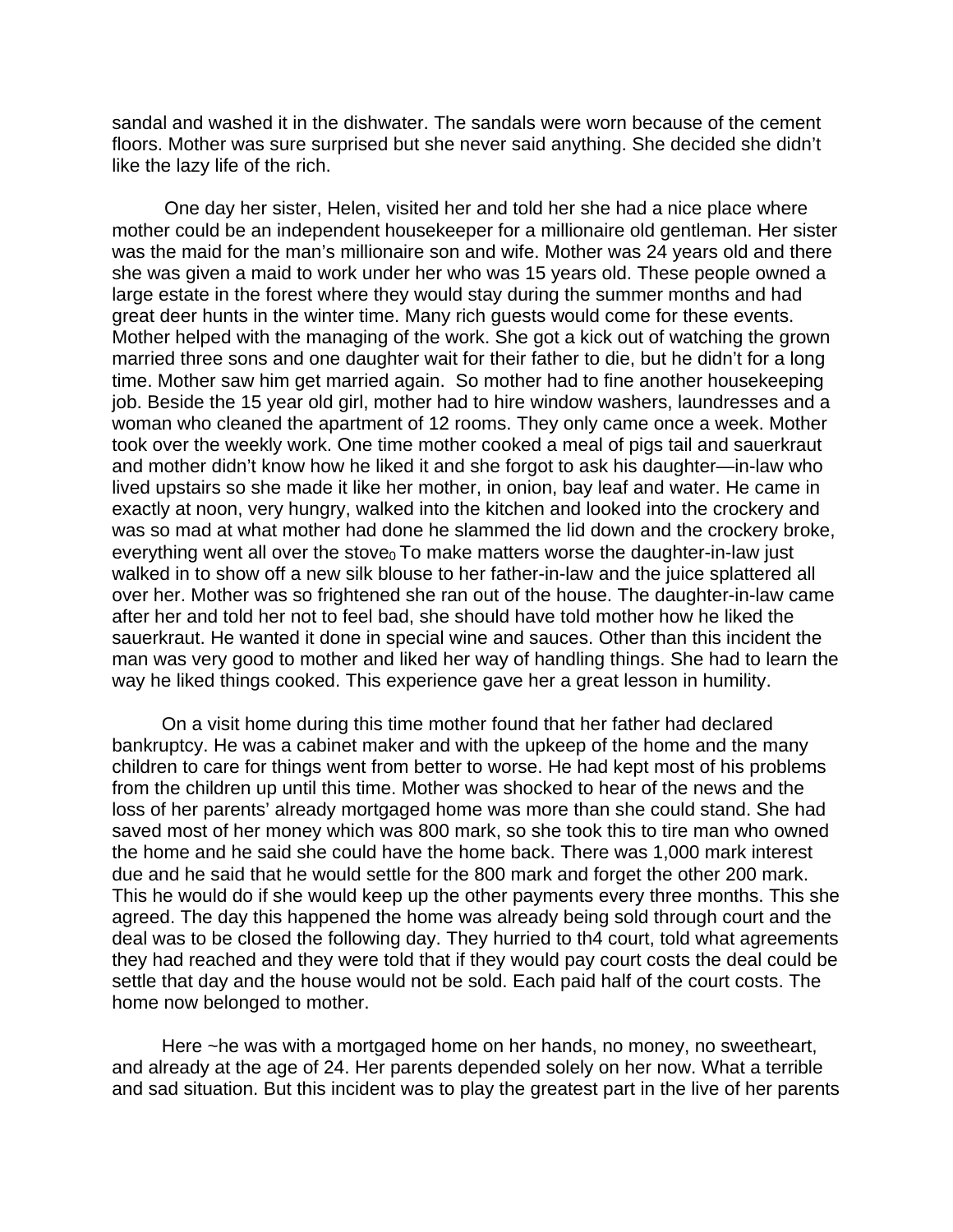sandal and washed it in the dishwater. The sandals were worn because of the cement floors. Mother was sure surprised but she never said anything. She decided she didn't like the lazy life of the rich.

One day her sister, Helen, visited her and told her she had a nice place where mother could be an independent housekeeper for a millionaire old gentleman. Her sister was the maid for the man's millionaire son and wife. Mother was 24 years old and there she was given a maid to work under her who was 15 years old. These people owned a large estate in the forest where they would stay during the summer months and had great deer hunts in the winter time. Many rich guests would come for these events. Mother helped with the managing of the work. She got a kick out of watching the grown married three sons and one daughter wait for their father to die, but he didn't for a long time. Mother saw him get married again. So mother had to fine another housekeeping job. Beside the 15 year old girl, mother had to hire window washers, laundresses and a woman who cleaned the apartment of 12 rooms. They only came once a week. Mother took over the weekly work. One time mother cooked a meal of pigs tail and sauerkraut and mother didn't know how he liked it and she forgot to ask his daughter—in-law who lived upstairs so she made it like her mother, in onion, bay leaf and water. He came in exactly at noon, very hungry, walked into the kitchen and looked into the crockery and was so mad at what mother had done he slammed the lid down and the crockery broke, everything went all over the stove$_0$ To make matters worse the daughter-in-law just walked in to show off a new silk blouse to her father-in-law and the juice splattered all over her. Mother was so frightened she ran out of the house. The daughter-in-law came after her and told her not to feel bad, she should have told mother how he liked the sauerkraut. He wanted it done in special wine and sauces. Other than this incident the man was very good to mother and liked her way of handling things. She had to learn the way he liked things cooked. This experience gave her a great lesson in humility.

On a visit home during this time mother found that her father had declared bankruptcy. He was a cabinet maker and with the upkeep of the home and the many children to care for things went from better to worse. He had kept most of his problems from the children up until this time. Mother was shocked to hear of the news and the loss of her parents' already mortgaged home was more than she could stand. She had saved most of her money which was 800 mark, so she took this to tire man who owned the home and he said she could have the home back. There was 1,000 mark interest due and he said that he would settle for the 800 mark and forget the other 200 mark. This he would do if she would keep up the other payments every three months. This she agreed. The day this happened the home was already being sold through court and the deal was to be closed the following day. They hurried to th4 court, told what agreements they had reached and they were told that if they would pay court costs the deal could be settle that day and the house would not be sold. Each paid half of the court costs. The home now belonged to mother.

Here ~he was with a mortgaged home on her hands, no money, no sweetheart, and already at the age of 24. Her parents depended solely on her now. What a terrible and sad situation. But this incident was to play the greatest part in the live of her parents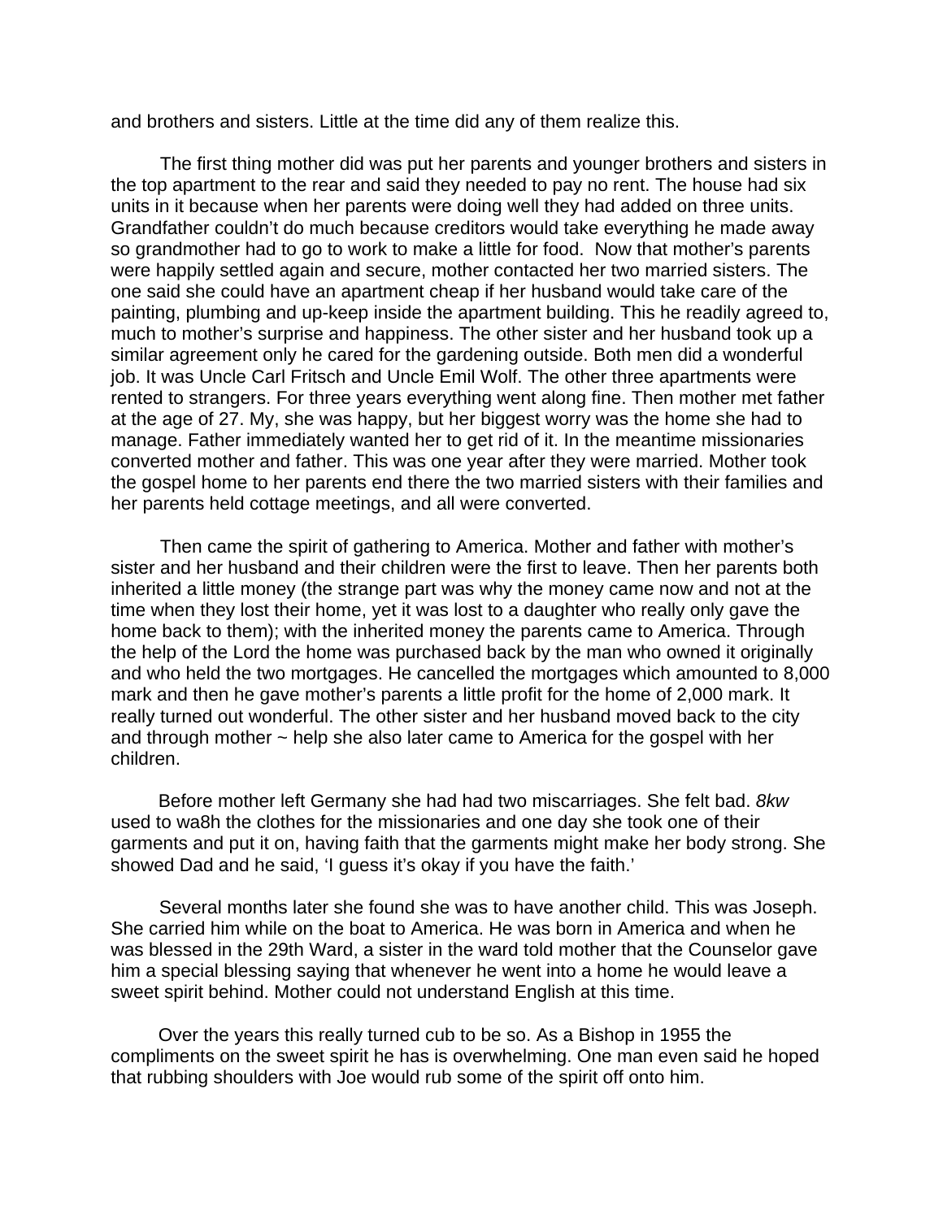and brothers and sisters. Little at the time did any of them realize this.

The first thing mother did was put her parents and younger brothers and sisters in the top apartment to the rear and said they needed to pay no rent. The house had six units in it because when her parents were doing well they had added on three units. Grandfather couldn't do much because creditors would take everything he made away so grandmother had to go to work to make a little for food. Now that mother's parents were happily settled again and secure, mother contacted her two married sisters. The one said she could have an apartment cheap if her husband would take care of the painting, plumbing and up-keep inside the apartment building. This he readily agreed to, much to mother's surprise and happiness. The other sister and her husband took up a similar agreement only he cared for the gardening outside. Both men did a wonderful job. It was Uncle Carl Fritsch and Uncle Emil Wolf. The other three apartments were rented to strangers. For three years everything went along fine. Then mother met father at the age of 27. My, she was happy, but her biggest worry was the home she had to manage. Father immediately wanted her to get rid of it. In the meantime missionaries converted mother and father. This was one year after they were married. Mother took the gospel home to her parents end there the two married sisters with their families and her parents held cottage meetings, and all were converted.

Then came the spirit of gathering to America. Mother and father with mother's sister and her husband and their children were the first to leave. Then her parents both inherited a little money (the strange part was why the money came now and not at the time when they lost their home, yet it was lost to a daughter who really only gave the home back to them); with the inherited money the parents came to America. Through the help of the Lord the home was purchased back by the man who owned it originally and who held the two mortgages. He cancelled the mortgages which amounted to 8,000 mark and then he gave mother's parents a little profit for the home of 2,000 mark. It really turned out wonderful. The other sister and her husband moved back to the city and through mother ~ help she also later came to America for the gospel with her children.

Before mother left Germany she had had two miscarriages. She felt bad. *8kw* used to wa8h the clothes for the missionaries and one day she took one of their garments and put it on, having faith that the garments might make her body strong. She showed Dad and he said, 'I guess it's okay if you have the faith.'

Several months later she found she was to have another child. This was Joseph. She carried him while on the boat to America. He was born in America and when he was blessed in the 29th Ward, a sister in the ward told mother that the Counselor gave him a special blessing saying that whenever he went into a home he would leave a sweet spirit behind. Mother could not understand English at this time.

Over the years this really turned cub to be so. As a Bishop in 1955 the compliments on the sweet spirit he has is overwhelming. One man even said he hoped that rubbing shoulders with Joe would rub some of the spirit off onto him.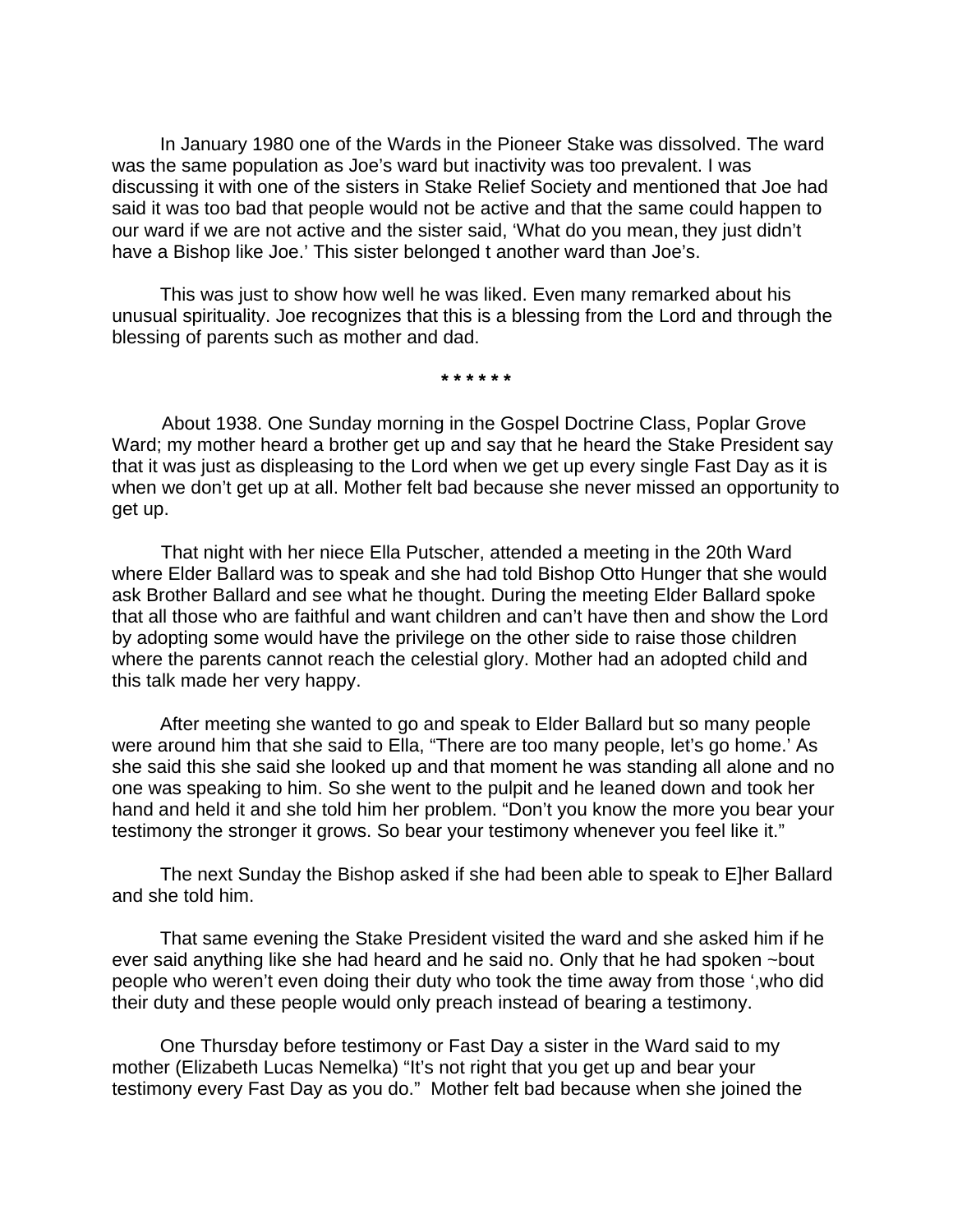In January 1980 one of the Wards in the Pioneer Stake was dissolved. The ward was the same population as Joe's ward but inactivity was too prevalent. I was discussing it with one of the sisters in Stake Relief Society and mentioned that Joe had said it was too bad that people would not be active and that the same could happen to our ward if we are not active and the sister said, 'What do you mean, they just didn't have a Bishop like Joe.' This sister belonged t another ward than Joe's.

This was just to show how well he was liked. Even many remarked about his unusual spirituality. Joe recognizes that this is a blessing from the Lord and through the blessing of parents such as mother and dad.

**\* \* \* \* \* \***

About 1938. One Sunday morning in the Gospel Doctrine Class, Poplar Grove Ward; my mother heard a brother get up and say that he heard the Stake President say that it was just as displeasing to the Lord when we get up every single Fast Day as it is when we don't get up at all. Mother felt bad because she never missed an opportunity to get up.

That night with her niece Ella Putscher, attended a meeting in the 20th Ward where Elder Ballard was to speak and she had told Bishop Otto Hunger that she would ask Brother Ballard and see what he thought. During the meeting Elder Ballard spoke that all those who are faithful and want children and can't have then and show the Lord by adopting some would have the privilege on the other side to raise those children where the parents cannot reach the celestial glory. Mother had an adopted child and this talk made her very happy.

After meeting she wanted to go and speak to Elder Ballard but so many people were around him that she said to Ella, "There are too many people, let's go home.' As she said this she said she looked up and that moment he was standing all alone and no one was speaking to him. So she went to the pulpit and he leaned down and took her hand and held it and she told him her problem. "Don't you know the more you bear your testimony the stronger it grows. So bear your testimony whenever you feel like it."

The next Sunday the Bishop asked if she had been able to speak to E]her Ballard and she told him.

That same evening the Stake President visited the ward and she asked him if he ever said anything like she had heard and he said no. Only that he had spoken ~bout people who weren't even doing their duty who took the time away from those ',who did their duty and these people would only preach instead of bearing a testimony.

One Thursday before testimony or Fast Day a sister in the Ward said to my mother (Elizabeth Lucas Nemelka) "It's not right that you get up and bear your testimony every Fast Day as you do." Mother felt bad because when she joined the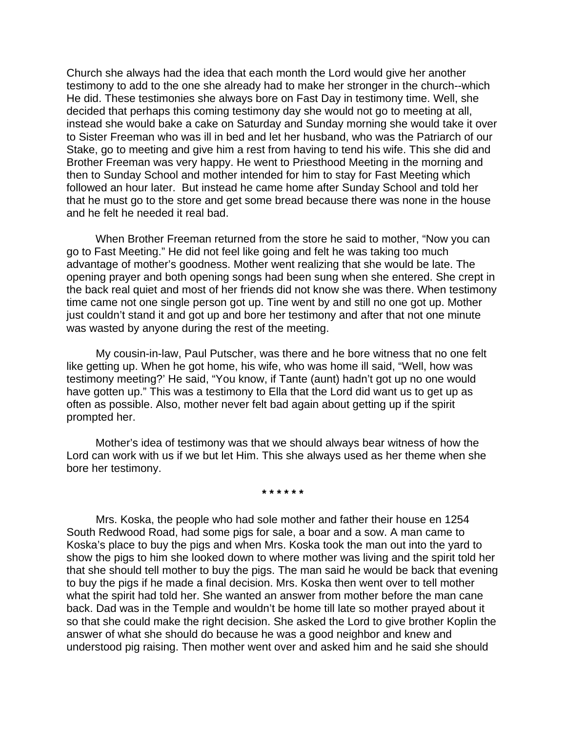Church she always had the idea that each month the Lord would give her another testimony to add to the one she already had to make her stronger in the church--which He did. These testimonies she always bore on Fast Day in testimony time. Well, she decided that perhaps this coming testimony day she would not go to meeting at all, instead she would bake a cake on Saturday and Sunday morning she would take it over to Sister Freeman who was ill in bed and let her husband, who was the Patriarch of our Stake, go to meeting and give him a rest from having to tend his wife. This she did and Brother Freeman was very happy. He went to Priesthood Meeting in the morning and then to Sunday School and mother intended for him to stay for Fast Meeting which followed an hour later. But instead he came home after Sunday School and told her that he must go to the store and get some bread because there was none in the house and he felt he needed it real bad.

When Brother Freeman returned from the store he said to mother, "Now you can go to Fast Meeting." He did not feel like going and felt he was taking too much advantage of mother's goodness. Mother went realizing that she would be late. The opening prayer and both opening songs had been sung when she entered. She crept in the back real quiet and most of her friends did not know she was there. When testimony time came not one single person got up. Tine went by and still no one got up. Mother just couldn't stand it and got up and bore her testimony and after that not one minute was wasted by anyone during the rest of the meeting.

My cousin-in-law, Paul Putscher, was there and he bore witness that no one felt like getting up. When he got home, his wife, who was home ill said, "Well, how was testimony meeting?' He said, "You know, if Tante (aunt) hadn't got up no one would have gotten up." This was a testimony to Ella that the Lord did want us to get up as often as possible. Also, mother never felt bad again about getting up if the spirit prompted her.

Mother's idea of testimony was that we should always bear witness of how the Lord can work with us if we but let Him. This she always used as her theme when she bore her testimony.

**\* \* \* \* \* \***

Mrs. Koska, the people who had sole mother and father their house en 1254 South Redwood Road, had some pigs for sale, a boar and a sow. A man came to Koska's place to buy the pigs and when Mrs. Koska took the man out into the yard to show the pigs to him she looked down to where mother was living and the spirit told her that she should tell mother to buy the pigs. The man said he would be back that evening to buy the pigs if he made a final decision. Mrs. Koska then went over to tell mother what the spirit had told her. She wanted an answer from mother before the man cane back. Dad was in the Temple and wouldn't be home till late so mother prayed about it so that she could make the right decision. She asked the Lord to give brother Koplin the answer of what she should do because he was a good neighbor and knew and understood pig raising. Then mother went over and asked him and he said she should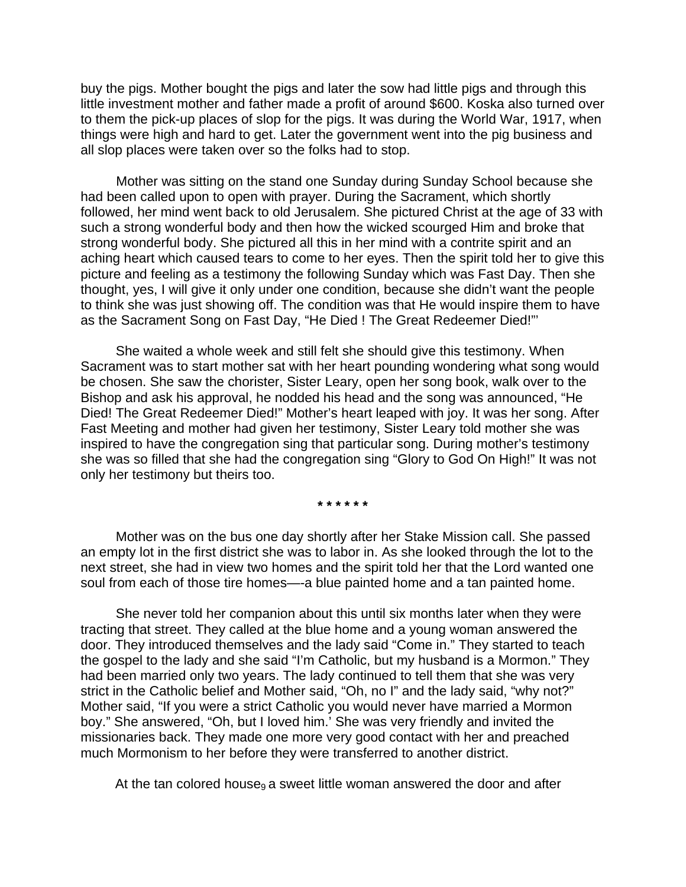buy the pigs. Mother bought the pigs and later the sow had little pigs and through this little investment mother and father made a profit of around $600. Koska also turned over to them the pick-up places of slop for the pigs. It was during the World War, 1917, when things were high and hard to get. Later the government went into the pig business and all slop places were taken over so the folks had to stop.

Mother was sitting on the stand one Sunday during Sunday School because she had been called upon to open with prayer. During the Sacrament, which shortly followed, her mind went back to old Jerusalem. She pictured Christ at the age of 33 with such a strong wonderful body and then how the wicked scourged Him and broke that strong wonderful body. She pictured all this in her mind with a contrite spirit and an aching heart which caused tears to come to her eyes. Then the spirit told her to give this picture and feeling as a testimony the following Sunday which was Fast Day. Then she thought, yes, I will give it only under one condition, because she didn't want the people to think she was just showing off. The condition was that He would inspire them to have as the Sacrament Song on Fast Day, "He Died ! The Great Redeemer Died!"'

She waited a whole week and still felt she should give this testimony. When Sacrament was to start mother sat with her heart pounding wondering what song would be chosen. She saw the chorister, Sister Leary, open her song book, walk over to the Bishop and ask his approval, he nodded his head and the song was announced, "He Died! The Great Redeemer Died!" Mother's heart leaped with joy. It was her song. After Fast Meeting and mother had given her testimony, Sister Leary told mother she was inspired to have the congregation sing that particular song. During mother's testimony she was so filled that she had the congregation sing "Glory to God On High!" It was not only her testimony but theirs too.

**\* \* \* \* \* \***

Mother was on the bus one day shortly after her Stake Mission call. She passed an empty lot in the first district she was to labor in. As she looked through the lot to the next street, she had in view two homes and the spirit told her that the Lord wanted one soul from each of those tire homes—-a blue painted home and a tan painted home.

She never told her companion about this until six months later when they were tracting that street. They called at the blue home and a young woman answered the door. They introduced themselves and the lady said "Come in." They started to teach the gospel to the lady and she said "I'm Catholic, but my husband is a Mormon." They had been married only two years. The lady continued to tell them that she was very strict in the Catholic belief and Mother said, "Oh, no I" and the lady said, "why not?" Mother said, "If you were a strict Catholic you would never have married a Mormon boy." She answered, "Oh, but I loved him.' She was very friendly and invited the missionaries back. They made one more very good contact with her and preached much Mormonism to her before they were transferred to another district.

At the tan colored house, a sweet little woman answered the door and after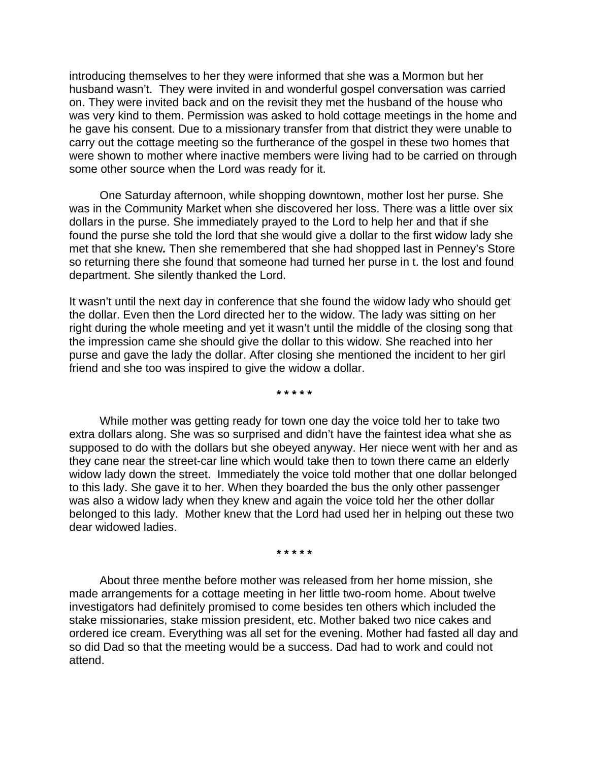introducing themselves to her they were informed that she was a Mormon but her husband wasn't. They were invited in and wonderful gospel conversation was carried on. They were invited back and on the revisit they met the husband of the house who was very kind to them. Permission was asked to hold cottage meetings in the home and he gave his consent. Due to a missionary transfer from that district they were unable to carry out the cottage meeting so the furtherance of the gospel in these two homes that were shown to mother where inactive members were living had to be carried on through some other source when the Lord was ready for it.

One Saturday afternoon, while shopping downtown, mother lost her purse. She was in the Community Market when she discovered her loss. There was a little over six dollars in the purse. She immediately prayed to the Lord to help her and that if she found the purse she told the lord that she would give a dollar to the first widow lady she met that she knew*.* Then she remembered that she had shopped last in Penney's Store so returning there she found that someone had turned her purse in t. the lost and found department. She silently thanked the Lord.

It wasn't until the next day in conference that she found the widow lady who should get the dollar. Even then the Lord directed her to the widow. The lady was sitting on her right during the whole meeting and yet it wasn't until the middle of the closing song that the impression came she should give the dollar to this widow. She reached into her purse and gave the lady the dollar. After closing she mentioned the incident to her girl friend and she too was inspired to give the widow a dollar.

**\* \* \* \* \***

While mother was getting ready for town one day the voice told her to take two extra dollars along. She was so surprised and didn't have the faintest idea what she as supposed to do with the dollars but she obeyed anyway. Her niece went with her and as they cane near the street-car line which would take then to town there came an elderly widow lady down the street. Immediately the voice told mother that one dollar belonged to this lady. She gave it to her. When they boarded the bus the only other passenger was also a widow lady when they knew and again the voice told her the other dollar belonged to this lady. Mother knew that the Lord had used her in helping out these two dear widowed ladies.

**\* \* \* \* \***

About three menthe before mother was released from her home mission, she made arrangements for a cottage meeting in her little two-room home. About twelve investigators had definitely promised to come besides ten others which included the stake missionaries, stake mission president, etc. Mother baked two nice cakes and ordered ice cream. Everything was all set for the evening. Mother had fasted all day and so did Dad so that the meeting would be a success. Dad had to work and could not attend.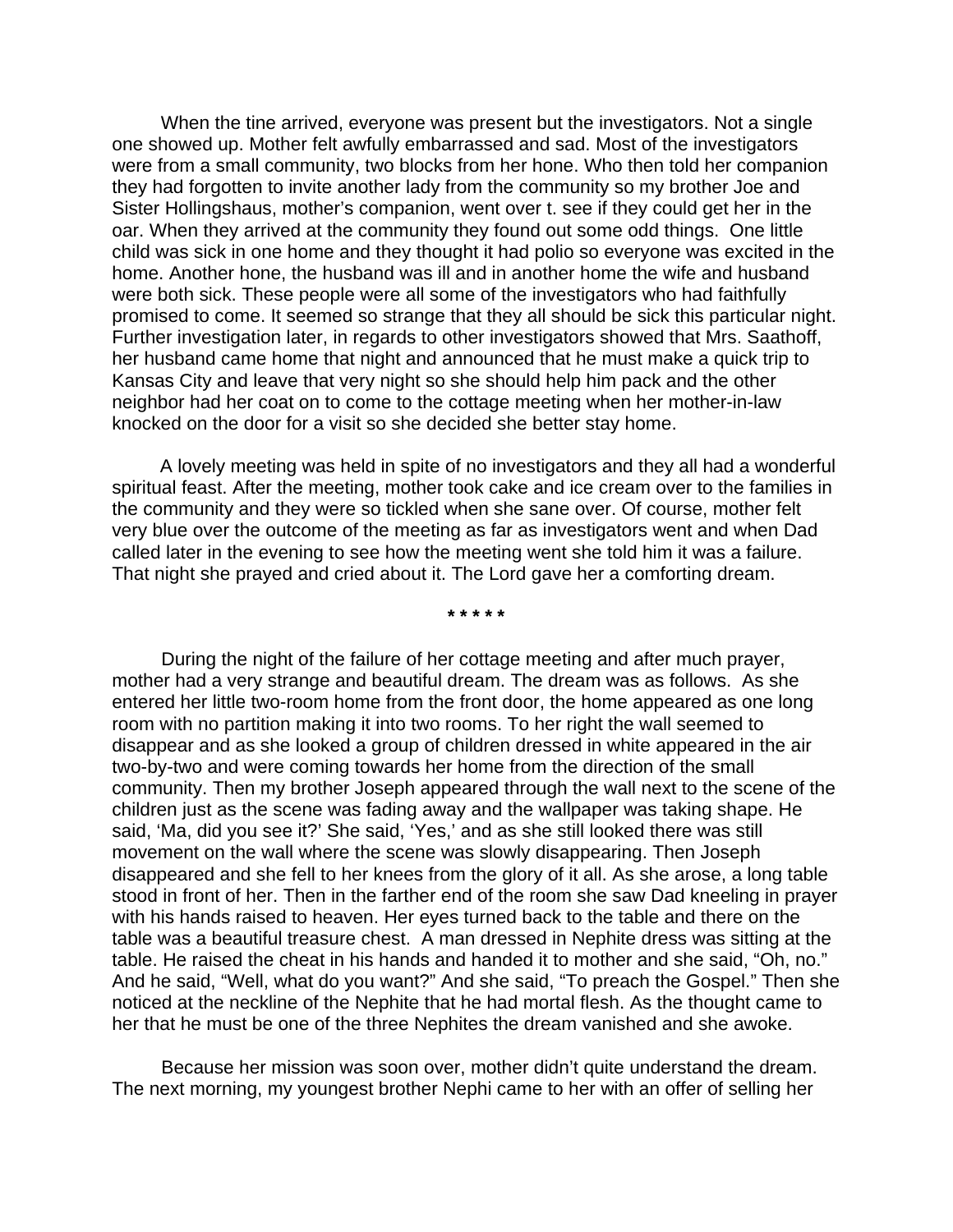When the tine arrived, everyone was present but the investigators. Not a single one showed up. Mother felt awfully embarrassed and sad. Most of the investigators were from a small community, two blocks from her hone. Who then told her companion they had forgotten to invite another lady from the community so my brother Joe and Sister Hollingshaus, mother's companion, went over t. see if they could get her in the oar. When they arrived at the community they found out some odd things. One little child was sick in one home and they thought it had polio so everyone was excited in the home. Another hone, the husband was ill and in another home the wife and husband were both sick. These people were all some of the investigators who had faithfully promised to come. It seemed so strange that they all should be sick this particular night. Further investigation later, in regards to other investigators showed that Mrs. Saathoff, her husband came home that night and announced that he must make a quick trip to Kansas City and leave that very night so she should help him pack and the other neighbor had her coat on to come to the cottage meeting when her mother-in-law knocked on the door for a visit so she decided she better stay home.

A lovely meeting was held in spite of no investigators and they all had a wonderful spiritual feast. After the meeting, mother took cake and ice cream over to the families in the community and they were so tickled when she sane over. Of course, mother felt very blue over the outcome of the meeting as far as investigators went and when Dad called later in the evening to see how the meeting went she told him it was a failure. That night she prayed and cried about it. The Lord gave her a comforting dream.

* * * * *

During the night of the failure of her cottage meeting and after much prayer, mother had a very strange and beautiful dream. The dream was as follows. As she entered her little two-room home from the front door, the home appeared as one long room with no partition making it into two rooms. To her right the wall seemed to disappear and as she looked a group of children dressed in white appeared in the air two-by-two and were coming towards her home from the direction of the small community. Then my brother Joseph appeared through the wall next to the scene of the children just as the scene was fading away and the wallpaper was taking shape. He said, 'Ma, did you see it?' She said, 'Yes,' and as she still looked there was still movement on the wall where the scene was slowly disappearing. Then Joseph disappeared and she fell to her knees from the glory of it all. As she arose, a long table stood in front of her. Then in the farther end of the room she saw Dad kneeling in prayer with his hands raised to heaven. Her eyes turned back to the table and there on the table was a beautiful treasure chest. A man dressed in Nephite dress was sitting at the table. He raised the cheat in his hands and handed it to mother and she said, "Oh, no." And he said, "Well, what do you want?" And she said, "To preach the Gospel." Then she noticed at the neckline of the Nephite that he had mortal flesh. As the thought came to her that he must be one of the three Nephites the dream vanished and she awoke.

Because her mission was soon over, mother didn't quite understand the dream. The next morning, my youngest brother Nephi came to her with an offer of selling her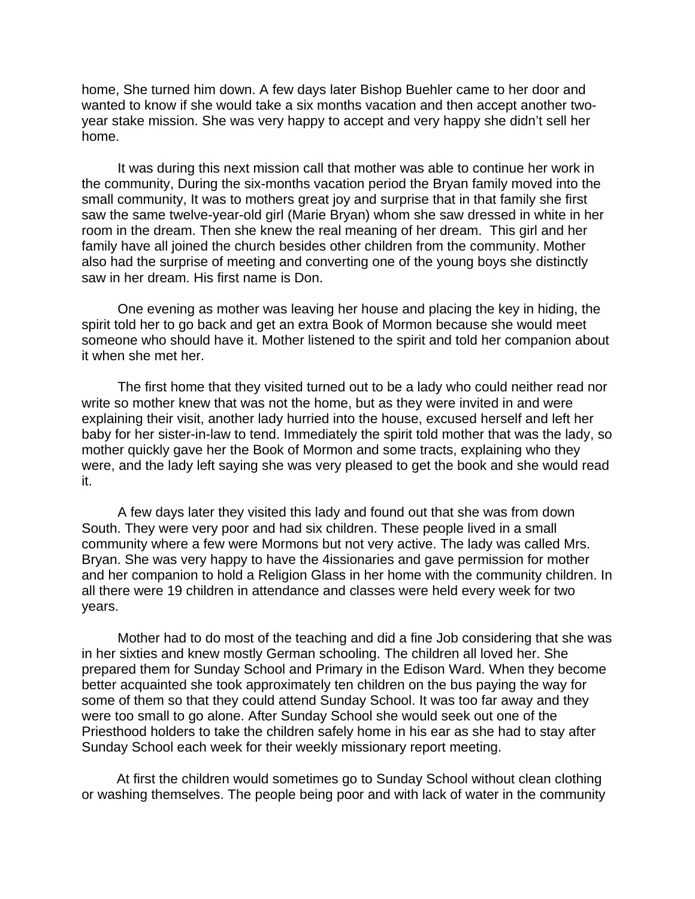home, She turned him down. A few days later Bishop Buehler came to her door and wanted to know if she would take a six months vacation and then accept another two-year stake mission. She was very happy to accept and very happy she didn't sell her home.

It was during this next mission call that mother was able to continue her work in the community, During the six-months vacation period the Bryan family moved into the small community, It was to mothers great joy and surprise that in that family she first saw the same twelve-year-old girl (Marie Bryan) whom she saw dressed in white in her room in the dream. Then she knew the real meaning of her dream. This girl and her family have all joined the church besides other children from the community. Mother also had the surprise of meeting and converting one of the young boys she distinctly saw in her dream. His first name is Don.

One evening as mother was leaving her house and placing the key in hiding, the spirit told her to go back and get an extra Book of Mormon because she would meet someone who should have it. Mother listened to the spirit and told her companion about it when she met her.

The first home that they visited turned out to be a lady who could neither read nor write so mother knew that was not the home, but as they were invited in and were explaining their visit, another lady hurried into the house, excused herself and left her baby for her sister-in-law to tend. Immediately the spirit told mother that was the lady, so mother quickly gave her the Book of Mormon and some tracts, explaining who they were, and the lady left saying she was very pleased to get the book and she would read it.

A few days later they visited this lady and found out that she was from down South. They were very poor and had six children. These people lived in a small community where a few were Mormons but not very active. The lady was called Mrs. Bryan. She was very happy to have the 4issionaries and gave permission for mother and her companion to hold a Religion Glass in her home with the community children. In all there were 19 children in attendance and classes were held every week for two years.

Mother had to do most of the teaching and did a fine Job considering that she was in her sixties and knew mostly German schooling. The children all loved her. She prepared them for Sunday School and Primary in the Edison Ward. When they become better acquainted she took approximately ten children on the bus paying the way for some of them so that they could attend Sunday School. It was too far away and they were too small to go alone. After Sunday School she would seek out one of the Priesthood holders to take the children safely home in his ear as she had to stay after Sunday School each week for their weekly missionary report meeting.

At first the children would sometimes go to Sunday School without clean clothing or washing themselves. The people being poor and with lack of water in the community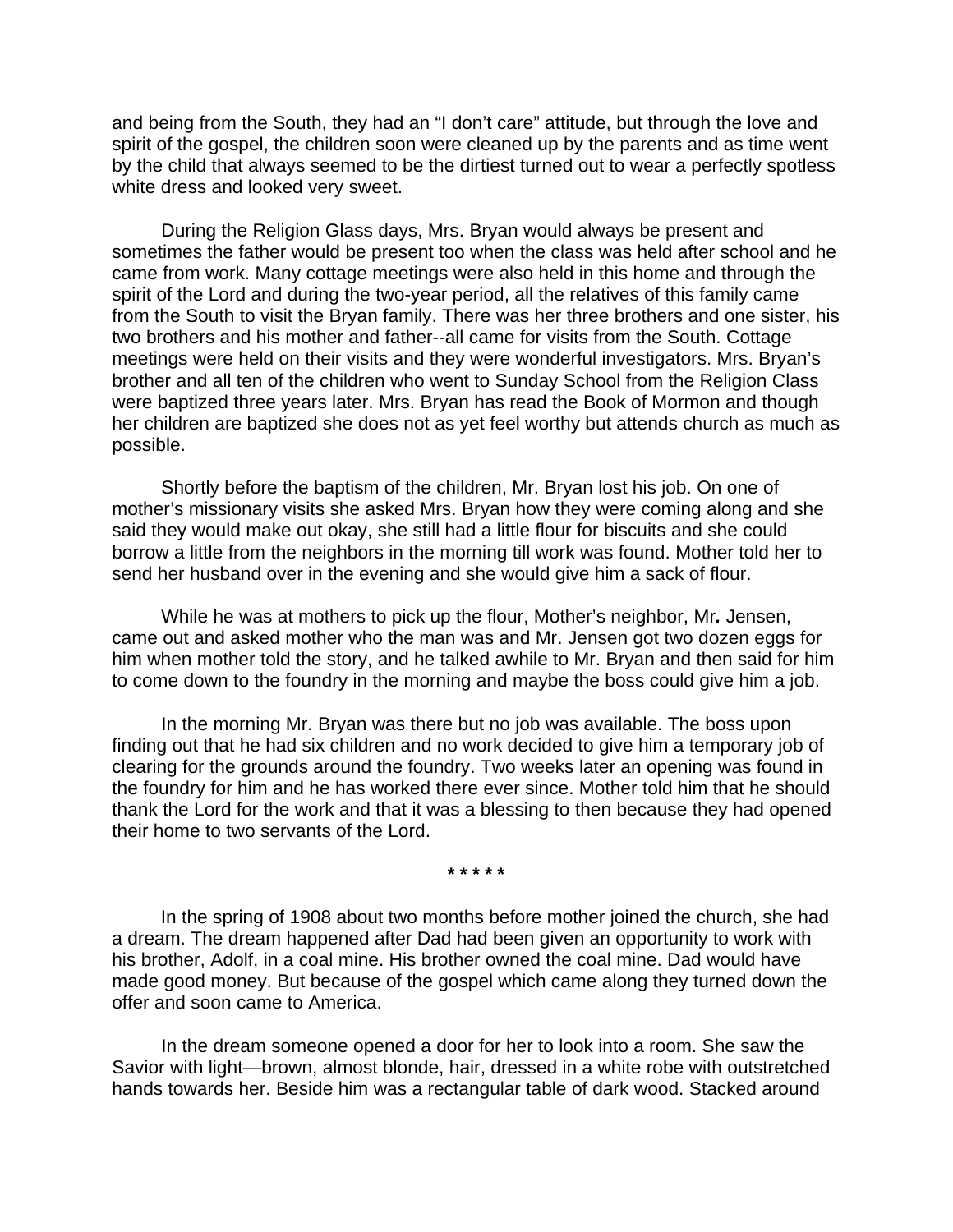and being from the South, they had an "I don't care" attitude, but through the love and spirit of the gospel, the children soon were cleaned up by the parents and as time went by the child that always seemed to be the dirtiest turned out to wear a perfectly spotless white dress and looked very sweet.

During the Religion Glass days, Mrs. Bryan would always be present and sometimes the father would be present too when the class was held after school and he came from work. Many cottage meetings were also held in this home and through the spirit of the Lord and during the two-year period, all the relatives of this family came from the South to visit the Bryan family. There was her three brothers and one sister, his two brothers and his mother and father--all came for visits from the South. Cottage meetings were held on their visits and they were wonderful investigators. Mrs. Bryan's brother and all ten of the children who went to Sunday School from the Religion Class were baptized three years later. Mrs. Bryan has read the Book of Mormon and though her children are baptized she does not as yet feel worthy but attends church as much as possible.

Shortly before the baptism of the children, Mr. Bryan lost his job. On one of mother's missionary visits she asked Mrs. Bryan how they were coming along and she said they would make out okay, she still had a little flour for biscuits and she could borrow a little from the neighbors in the morning till work was found. Mother told her to send her husband over in the evening and she would give him a sack of flour.

While he was at mothers to pick up the flour, Mother's neighbor, Mr. Jensen, came out and asked mother who the man was and Mr. Jensen got two dozen eggs for him when mother told the story, and he talked awhile to Mr. Bryan and then said for him to come down to the foundry in the morning and maybe the boss could give him a job.

In the morning Mr. Bryan was there but no job was available. The boss upon finding out that he had six children and no work decided to give him a temporary job of clearing for the grounds around the foundry. Two weeks later an opening was found in the foundry for him and he has worked there ever since. Mother told him that he should thank the Lord for the work and that it was a blessing to then because they had opened their home to two servants of the Lord.

**\* \* \* \* \***

In the spring of 1908 about two months before mother joined the church, she had a dream. The dream happened after Dad had been given an opportunity to work with his brother, Adolf, in a coal mine. His brother owned the coal mine. Dad would have made good money. But because of the gospel which came along they turned down the offer and soon came to America.

In the dream someone opened a door for her to look into a room. She saw the Savior with light—brown, almost blonde, hair, dressed in a white robe with outstretched hands towards her. Beside him was a rectangular table of dark wood. Stacked around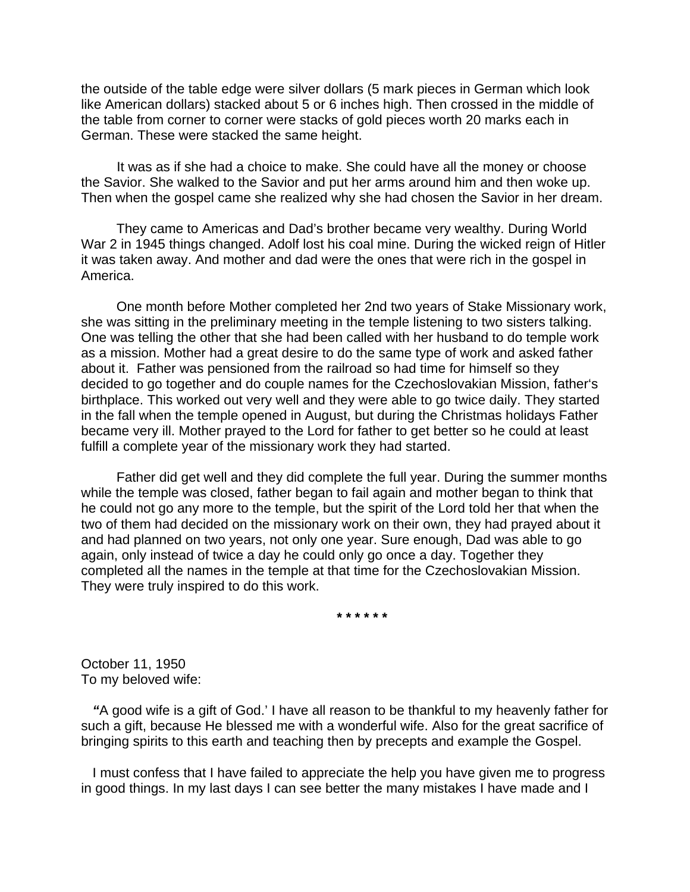the outside of the table edge were silver dollars (5 mark pieces in German which look like American dollars) stacked about 5 or 6 inches high. Then crossed in the middle of the table from corner to corner were stacks of gold pieces worth 20 marks each in German. These were stacked the same height.

It was as if she had a choice to make. She could have all the money or choose the Savior. She walked to the Savior and put her arms around him and then woke up. Then when the gospel came she realized why she had chosen the Savior in her dream.

They came to Americas and Dad's brother became very wealthy. During World War 2 in 1945 things changed. Adolf lost his coal mine. During the wicked reign of Hitler it was taken away. And mother and dad were the ones that were rich in the gospel in America.

One month before Mother completed her 2nd two years of Stake Missionary work, she was sitting in the preliminary meeting in the temple listening to two sisters talking. One was telling the other that she had been called with her husband to do temple work as a mission. Mother had a great desire to do the same type of work and asked father about it. Father was pensioned from the railroad so had time for himself so they decided to go together and do couple names for the Czechoslovakian Mission, father's birthplace. This worked out very well and they were able to go twice daily. They started in the fall when the temple opened in August, but during the Christmas holidays Father became very ill. Mother prayed to the Lord for father to get better so he could at least fulfill a complete year of the missionary work they had started.

Father did get well and they did complete the full year. During the summer months while the temple was closed, father began to fail again and mother began to think that he could not go any more to the temple, but the spirit of the Lord told her that when the two of them had decided on the missionary work on their own, they had prayed about it and had planned on two years, not only one year. Sure enough, Dad was able to go again, only instead of twice a day he could only go once a day. Together they completed all the names in the temple at that time for the Czechoslovakian Mission. They were truly inspired to do this work.

**\* \* \* \* \* \***

October 11, 1950
To my beloved wife:

**"**A good wife is a gift of God.' I have all reason to be thankful to my heavenly father for such a gift, because He blessed me with a wonderful wife. Also for the great sacrifice of bringing spirits to this earth and teaching then by precepts and example the Gospel.

I must confess that I have failed to appreciate the help you have given me to progress in good things. In my last days I can see better the many mistakes I have made and I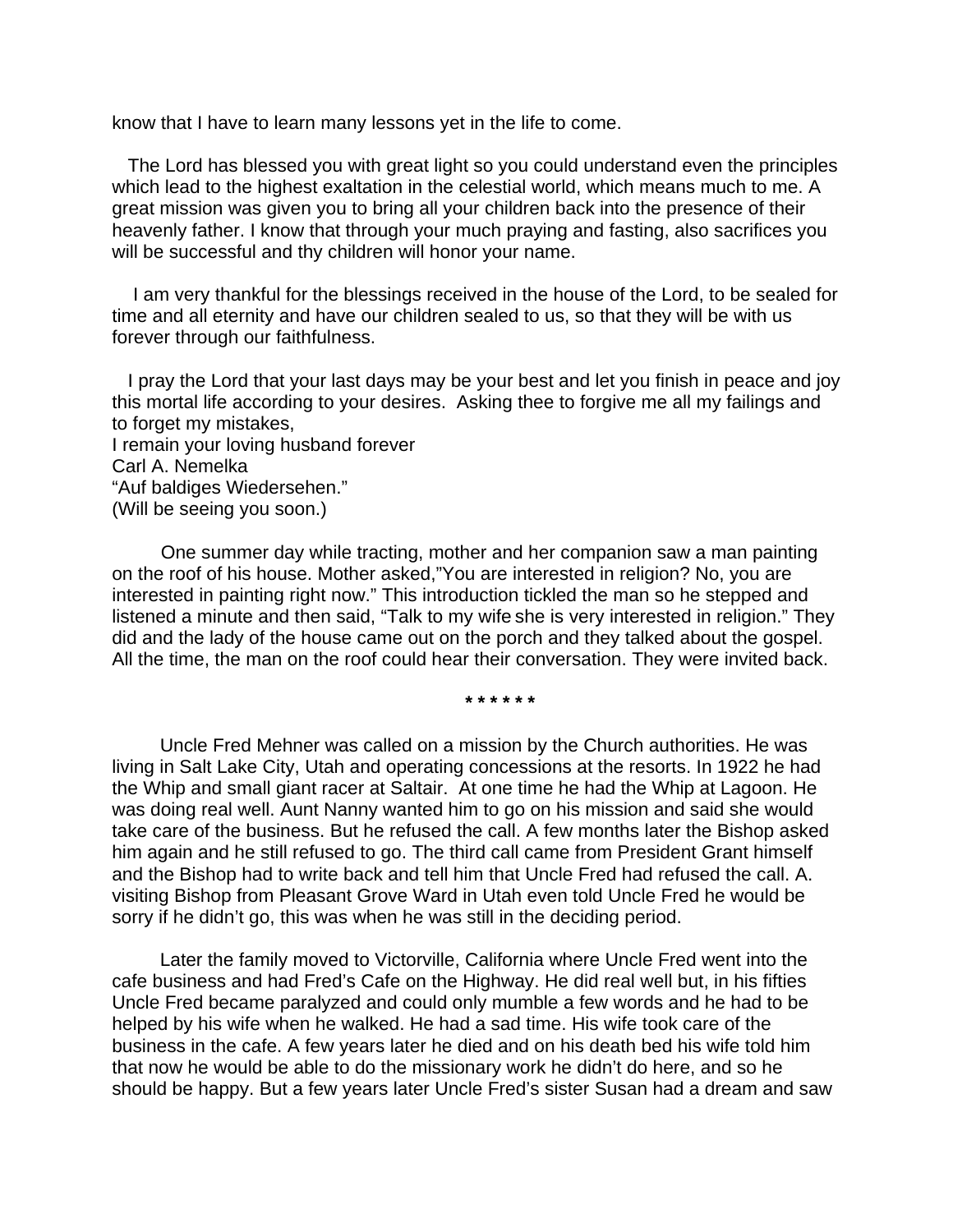know that I have to learn many lessons yet in the life to come.

The Lord has blessed you with great light so you could understand even the principles which lead to the highest exaltation in the celestial world, which means much to me. A great mission was given you to bring all your children back into the presence of their heavenly father. I know that through your much praying and fasting, also sacrifices you will be successful and thy children will honor your name.

I am very thankful for the blessings received in the house of the Lord, to be sealed for time and all eternity and have our children sealed to us, so that they will be with us forever through our faithfulness.

I pray the Lord that your last days may be your best and let you finish in peace and joy this mortal life according to your desires. Asking thee to forgive me all my failings and to forget my mistakes,
I remain your loving husband forever
Carl A. Nemelka
“Auf baldiges Wiedersehen.”
(Will be seeing you soon.)

One summer day while tracting, mother and her companion saw a man painting on the roof of his house. Mother asked,”You are interested in religion? No, you are interested in painting right now.” This introduction tickled the man so he stepped and listened a minute and then said, “Talk to my wife she is very interested in religion.” They did and the lady of the house came out on the porch and they talked about the gospel. All the time, the man on the roof could hear their conversation. They were invited back.

\* \* \* \* \* \*

Uncle Fred Mehner was called on a mission by the Church authorities. He was living in Salt Lake City, Utah and operating concessions at the resorts. In 1922 he had the Whip and small giant racer at Saltair. At one time he had the Whip at Lagoon. He was doing real well. Aunt Nanny wanted him to go on his mission and said she would take care of the business. But he refused the call. A few months later the Bishop asked him again and he still refused to go. The third call came from President Grant himself and the Bishop had to write back and tell him that Uncle Fred had refused the call. A. visiting Bishop from Pleasant Grove Ward in Utah even told Uncle Fred he would be sorry if he didn’t go, this was when he was still in the deciding period.

Later the family moved to Victorville, California where Uncle Fred went into the cafe business and had Fred’s Cafe on the Highway. He did real well but, in his fifties Uncle Fred became paralyzed and could only mumble a few words and he had to be helped by his wife when he walked. He had a sad time. His wife took care of the business in the cafe. A few years later he died and on his death bed his wife told him that now he would be able to do the missionary work he didn’t do here, and so he should be happy. But a few years later Uncle Fred’s sister Susan had a dream and saw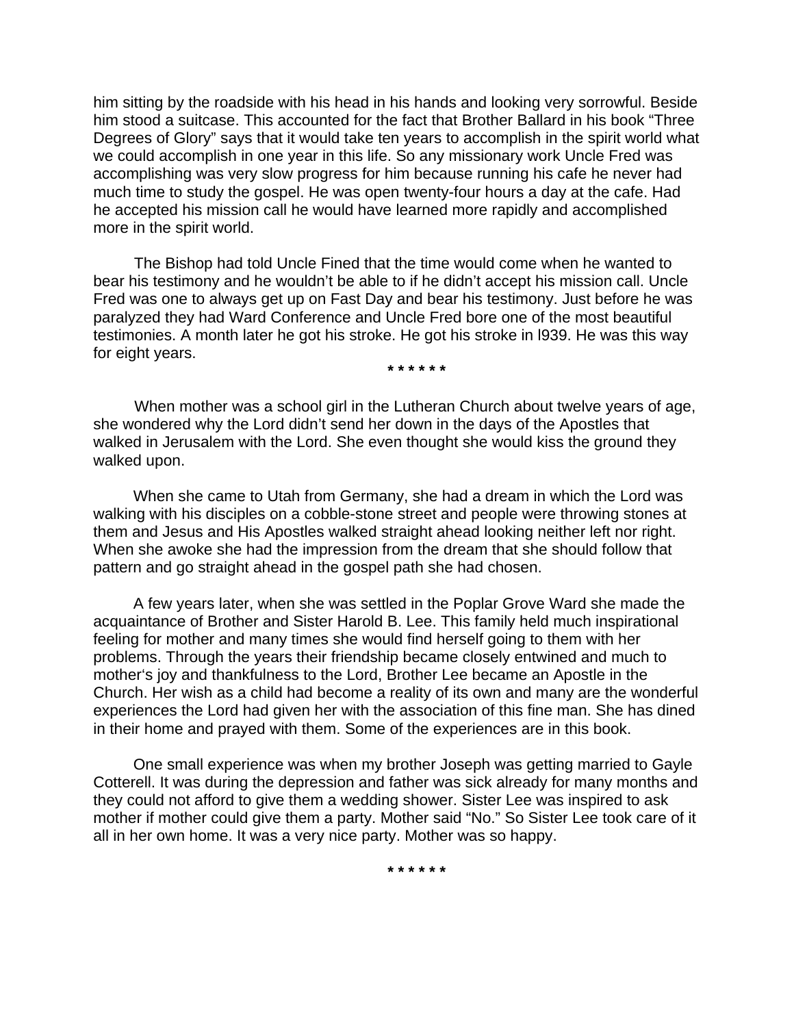him sitting by the roadside with his head in his hands and looking very sorrowful. Beside him stood a suitcase. This accounted for the fact that Brother Ballard in his book "Three Degrees of Glory" says that it would take ten years to accomplish in the spirit world what we could accomplish in one year in this life. So any missionary work Uncle Fred was accomplishing was very slow progress for him because running his cafe he never had much time to study the gospel. He was open twenty-four hours a day at the cafe. Had he accepted his mission call he would have learned more rapidly and accomplished more in the spirit world.

The Bishop had told Uncle Fined that the time would come when he wanted to bear his testimony and he wouldn't be able to if he didn't accept his mission call. Uncle Fred was one to always get up on Fast Day and bear his testimony. Just before he was paralyzed they had Ward Conference and Uncle Fred bore one of the most beautiful testimonies. A month later he got his stroke. He got his stroke in l939. He was this way for eight years.

**\* \* \* \* \* \***

When mother was a school girl in the Lutheran Church about twelve years of age, she wondered why the Lord didn't send her down in the days of the Apostles that walked in Jerusalem with the Lord. She even thought she would kiss the ground they walked upon.

When she came to Utah from Germany, she had a dream in which the Lord was walking with his disciples on a cobble-stone street and people were throwing stones at them and Jesus and His Apostles walked straight ahead looking neither left nor right. When she awoke she had the impression from the dream that she should follow that pattern and go straight ahead in the gospel path she had chosen.

A few years later, when she was settled in the Poplar Grove Ward she made the acquaintance of Brother and Sister Harold B. Lee. This family held much inspirational feeling for mother and many times she would find herself going to them with her problems. Through the years their friendship became closely entwined and much to mother's joy and thankfulness to the Lord, Brother Lee became an Apostle in the Church. Her wish as a child had become a reality of its own and many are the wonderful experiences the Lord had given her with the association of this fine man. She has dined in their home and prayed with them. Some of the experiences are in this book.

One small experience was when my brother Joseph was getting married to Gayle Cotterell. It was during the depression and father was sick already for many months and they could not afford to give them a wedding shower. Sister Lee was inspired to ask mother if mother could give them a party. Mother said "No." So Sister Lee took care of it all in her own home. It was a very nice party. Mother was so happy.

**\* \* \* \* \* \***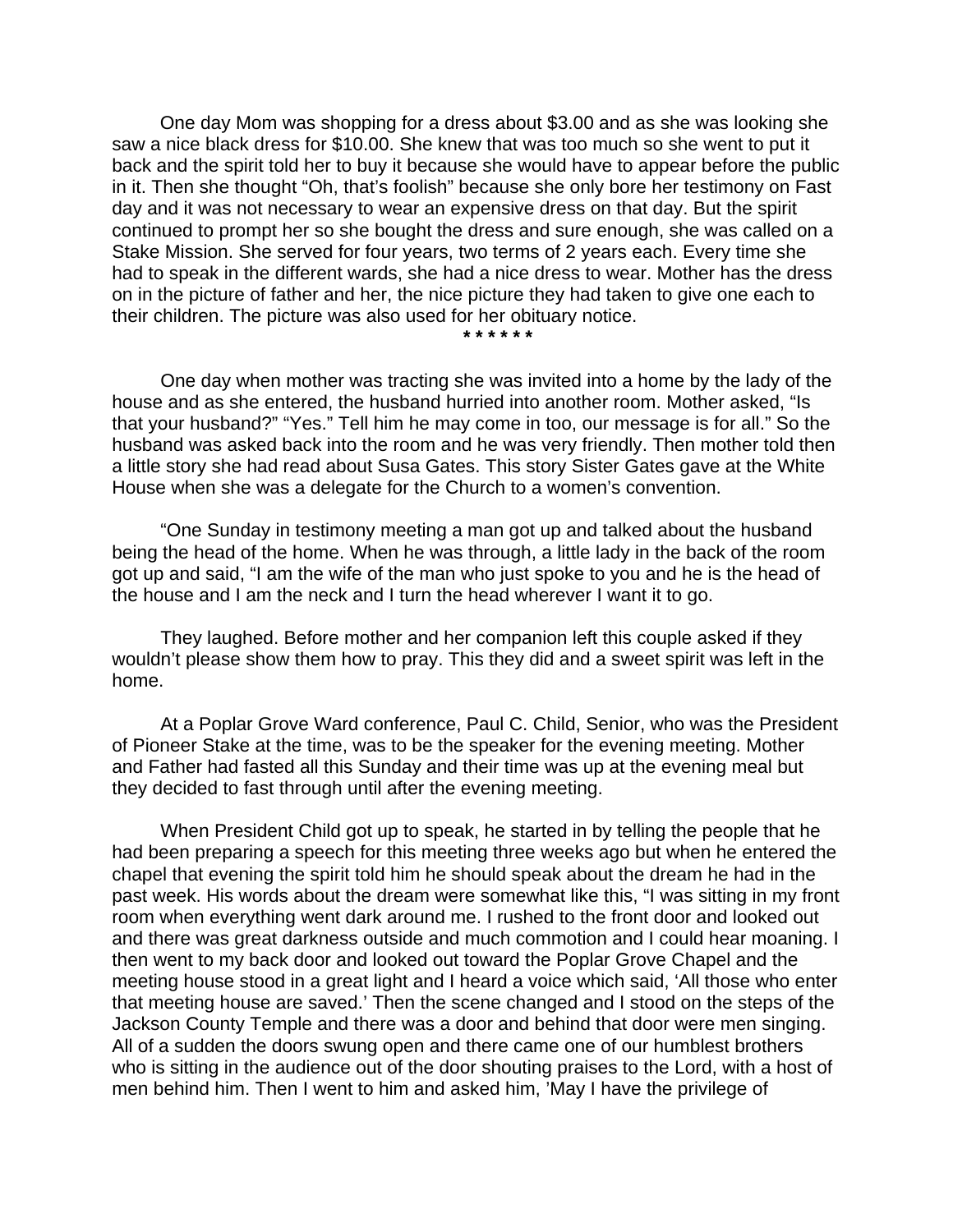One day Mom was shopping for a dress about $3.00 and as she was looking she saw a nice black dress for $10.00. She knew that was too much so she went to put it back and the spirit told her to buy it because she would have to appear before the public in it. Then she thought "Oh, that's foolish" because she only bore her testimony on Fast day and it was not necessary to wear an expensive dress on that day. But the spirit continued to prompt her so she bought the dress and sure enough, she was called on a Stake Mission. She served for four years, two terms of 2 years each. Every time she had to speak in the different wards, she had a nice dress to wear. Mother has the dress on in the picture of father and her, the nice picture they had taken to give one each to their children. The picture was also used for her obituary notice.

**\* \* \* \* \* \***

One day when mother was tracting she was invited into a home by the lady of the house and as she entered, the husband hurried into another room. Mother asked, "Is that your husband?" "Yes." Tell him he may come in too, our message is for all." So the husband was asked back into the room and he was very friendly. Then mother told then a little story she had read about Susa Gates. This story Sister Gates gave at the White House when she was a delegate for the Church to a women's convention.

"One Sunday in testimony meeting a man got up and talked about the husband being the head of the home. When he was through, a little lady in the back of the room got up and said, "I am the wife of the man who just spoke to you and he is the head of the house and I am the neck and I turn the head wherever I want it to go.

They laughed. Before mother and her companion left this couple asked if they wouldn't please show them how to pray. This they did and a sweet spirit was left in the home.

At a Poplar Grove Ward conference, Paul C. Child, Senior, who was the President of Pioneer Stake at the time, was to be the speaker for the evening meeting. Mother and Father had fasted all this Sunday and their time was up at the evening meal but they decided to fast through until after the evening meeting.

When President Child got up to speak, he started in by telling the people that he had been preparing a speech for this meeting three weeks ago but when he entered the chapel that evening the spirit told him he should speak about the dream he had in the past week. His words about the dream were somewhat like this, "I was sitting in my front room when everything went dark around me. I rushed to the front door and looked out and there was great darkness outside and much commotion and I could hear moaning. I then went to my back door and looked out toward the Poplar Grove Chapel and the meeting house stood in a great light and I heard a voice which said, 'All those who enter that meeting house are saved.' Then the scene changed and I stood on the steps of the Jackson County Temple and there was a door and behind that door were men singing. All of a sudden the doors swung open and there came one of our humblest brothers who is sitting in the audience out of the door shouting praises to the Lord, with a host of men behind him. Then I went to him and asked him, 'May I have the privilege of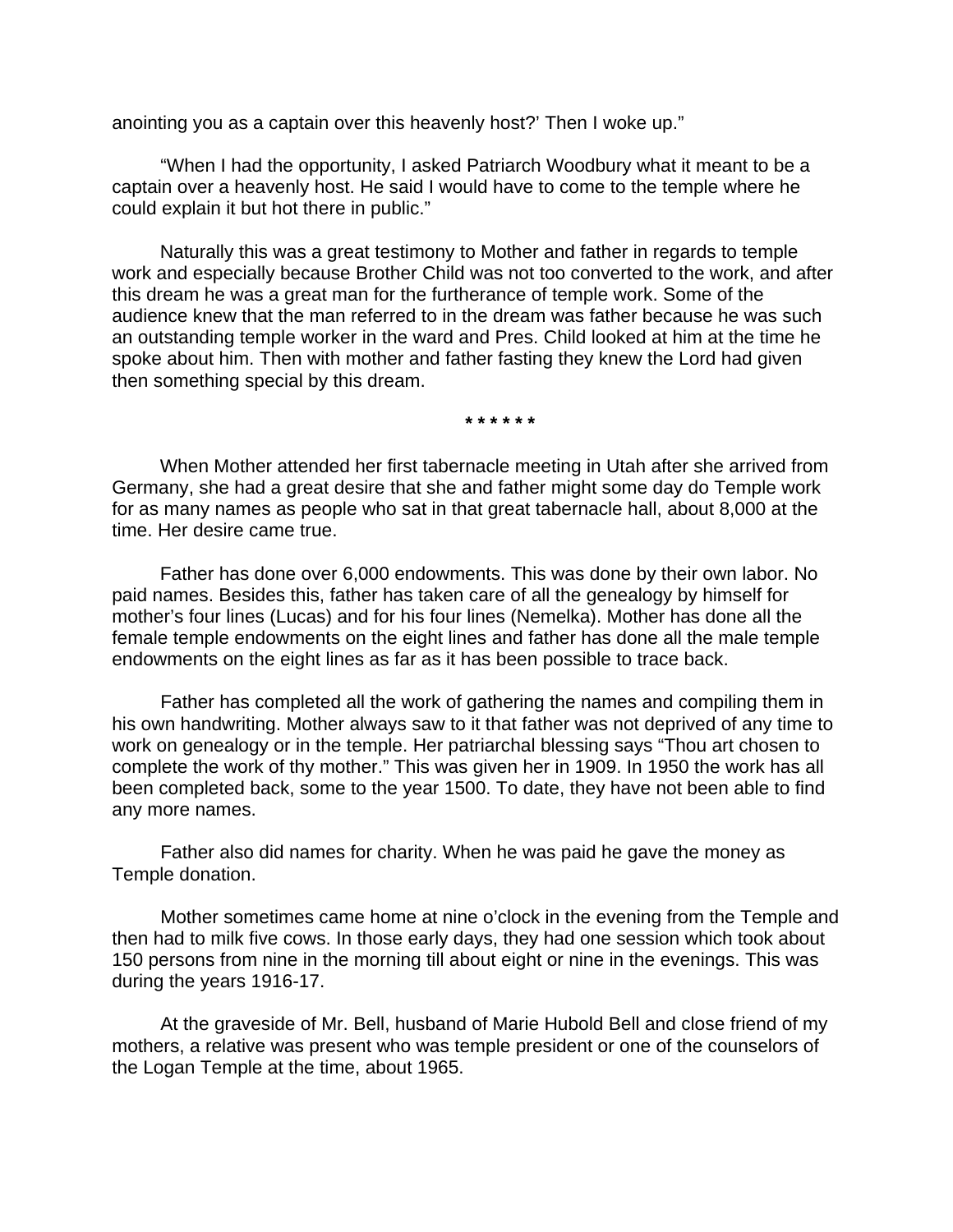anointing you as a captain over this heavenly host?' Then I woke up."

"When I had the opportunity, I asked Patriarch Woodbury what it meant to be a captain over a heavenly host. He said I would have to come to the temple where he could explain it but hot there in public."

Naturally this was a great testimony to Mother and father in regards to temple work and especially because Brother Child was not too converted to the work, and after this dream he was a great man for the furtherance of temple work. Some of the audience knew that the man referred to in the dream was father because he was such an outstanding temple worker in the ward and Pres. Child looked at him at the time he spoke about him. Then with mother and father fasting they knew the Lord had given then something special by this dream.

\* \* \* \* \* \*

When Mother attended her first tabernacle meeting in Utah after she arrived from Germany, she had a great desire that she and father might some day do Temple work for as many names as people who sat in that great tabernacle hall, about 8,000 at the time. Her desire came true.

Father has done over 6,000 endowments. This was done by their own labor. No paid names. Besides this, father has taken care of all the genealogy by himself for mother's four lines (Lucas) and for his four lines (Nemelka). Mother has done all the female temple endowments on the eight lines and father has done all the male temple endowments on the eight lines as far as it has been possible to trace back.

Father has completed all the work of gathering the names and compiling them in his own handwriting. Mother always saw to it that father was not deprived of any time to work on genealogy or in the temple. Her patriarchal blessing says "Thou art chosen to complete the work of thy mother." This was given her in 1909. In 1950 the work has all been completed back, some to the year 1500. To date, they have not been able to find any more names.

Father also did names for charity. When he was paid he gave the money as Temple donation.

Mother sometimes came home at nine o'clock in the evening from the Temple and then had to milk five cows. In those early days, they had one session which took about 150 persons from nine in the morning till about eight or nine in the evenings. This was during the years 1916-17.

At the graveside of Mr. Bell, husband of Marie Hubold Bell and close friend of my mothers, a relative was present who was temple president or one of the counselors of the Logan Temple at the time, about 1965.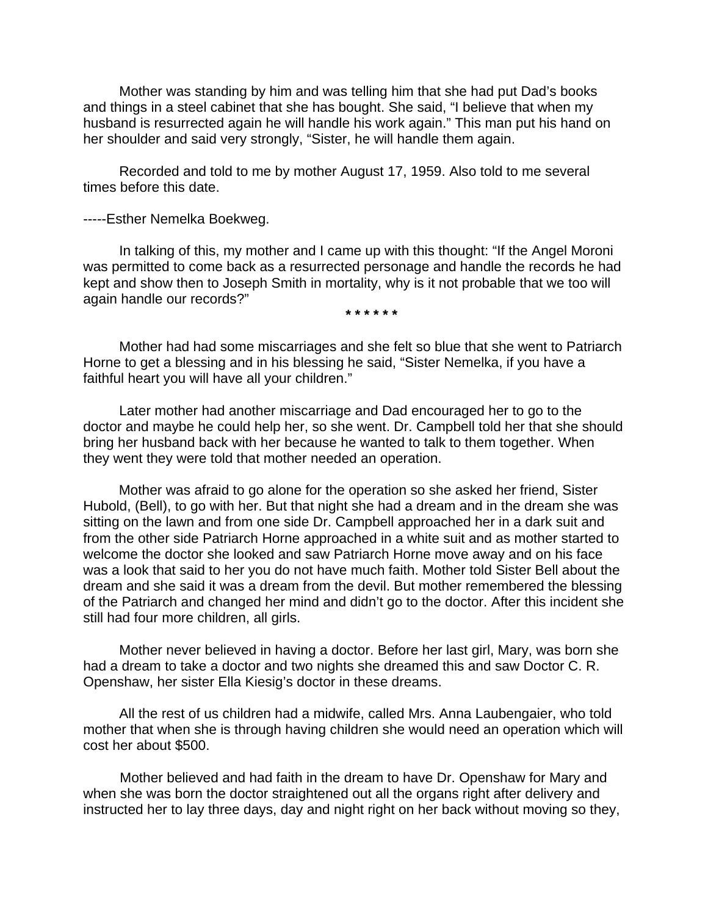Mother was standing by him and was telling him that she had put Dad's books and things in a steel cabinet that she has bought. She said, "I believe that when my husband is resurrected again he will handle his work again." This man put his hand on her shoulder and said very strongly, "Sister, he will handle them again.

Recorded and told to me by mother August 17, 1959. Also told to me several times before this date.

-----Esther Nemelka Boekweg.

In talking of this, my mother and I came up with this thought: "If the Angel Moroni was permitted to come back as a resurrected personage and handle the records he had kept and show then to Joseph Smith in mortality, why is it not probable that we too will again handle our records?"

\* \* \* \* \* \*

Mother had had some miscarriages and she felt so blue that she went to Patriarch Horne to get a blessing and in his blessing he said, "Sister Nemelka, if you have a faithful heart you will have all your children."

Later mother had another miscarriage and Dad encouraged her to go to the doctor and maybe he could help her, so she went. Dr. Campbell told her that she should bring her husband back with her because he wanted to talk to them together. When they went they were told that mother needed an operation.

Mother was afraid to go alone for the operation so she asked her friend, Sister Hubold, (Bell), to go with her. But that night she had a dream and in the dream she was sitting on the lawn and from one side Dr. Campbell approached her in a dark suit and from the other side Patriarch Horne approached in a white suit and as mother started to welcome the doctor she looked and saw Patriarch Horne move away and on his face was a look that said to her you do not have much faith. Mother told Sister Bell about the dream and she said it was a dream from the devil. But mother remembered the blessing of the Patriarch and changed her mind and didn't go to the doctor. After this incident she still had four more children, all girls.

Mother never believed in having a doctor. Before her last girl, Mary, was born she had a dream to take a doctor and two nights she dreamed this and saw Doctor C. R. Openshaw, her sister Ella Kiesig's doctor in these dreams.

All the rest of us children had a midwife, called Mrs. Anna Laubengaier, who told mother that when she is through having children she would need an operation which will cost her about $500.

Mother believed and had faith in the dream to have Dr. Openshaw for Mary and when she was born the doctor straightened out all the organs right after delivery and instructed her to lay three days, day and night right on her back without moving so they,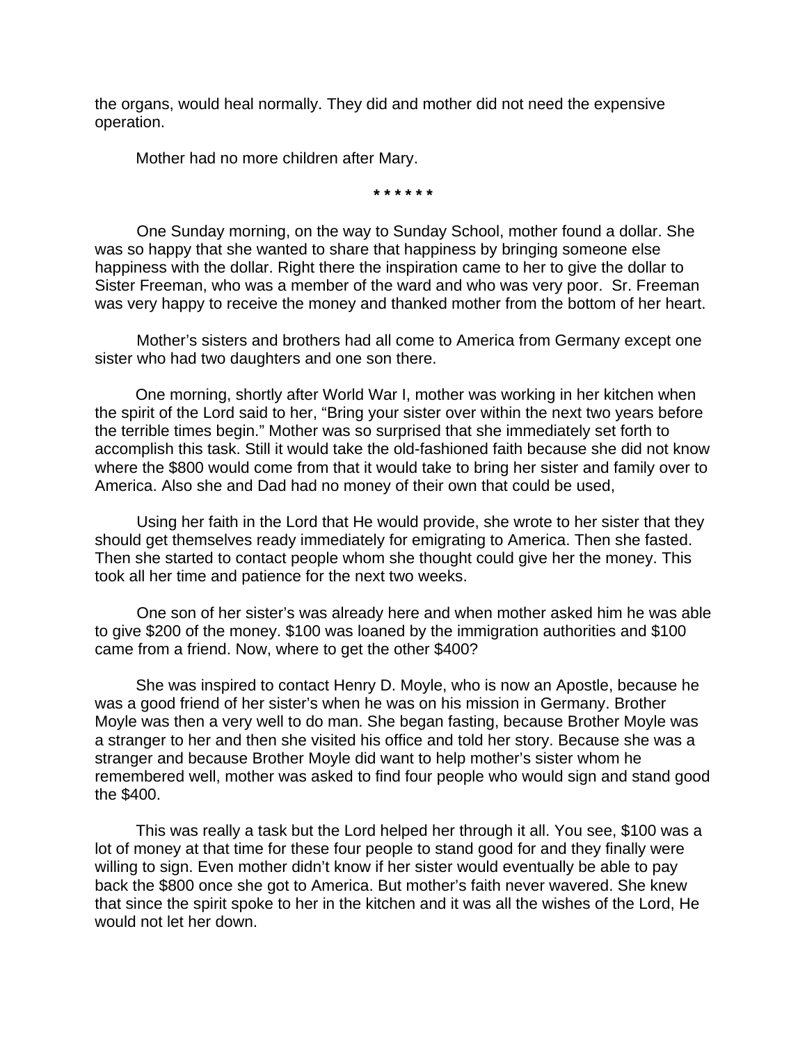the organs, would heal normally. They did and mother did not need the expensive operation.

Mother had no more children after Mary.

**\* \* \* \* \* \***

One Sunday morning, on the way to Sunday School, mother found a dollar. She was so happy that she wanted to share that happiness by bringing someone else happiness with the dollar. Right there the inspiration came to her to give the dollar to Sister Freeman, who was a member of the ward and who was very poor. Sr. Freeman was very happy to receive the money and thanked mother from the bottom of her heart.

Mother's sisters and brothers had all come to America from Germany except one sister who had two daughters and one son there.

One morning, shortly after World War I, mother was working in her kitchen when the spirit of the Lord said to her, "Bring your sister over within the next two years before the terrible times begin." Mother was so surprised that she immediately set forth to accomplish this task. Still it would take the old-fashioned faith because she did not know where the $800 would come from that it would take to bring her sister and family over to America. Also she and Dad had no money of their own that could be used,

Using her faith in the Lord that He would provide, she wrote to her sister that they should get themselves ready immediately for emigrating to America. Then she fasted. Then she started to contact people whom she thought could give her the money. This took all her time and patience for the next two weeks.

One son of her sister's was already here and when mother asked him he was able to give $200 of the money. $100 was loaned by the immigration authorities and $100 came from a friend. Now, where to get the other $400?

She was inspired to contact Henry D. Moyle, who is now an Apostle, because he was a good friend of her sister's when he was on his mission in Germany. Brother Moyle was then a very well to do man. She began fasting, because Brother Moyle was a stranger to her and then she visited his office and told her story. Because she was a stranger and because Brother Moyle did want to help mother's sister whom he remembered well, mother was asked to find four people who would sign and stand good the $400.

This was really a task but the Lord helped her through it all. You see, $100 was a lot of money at that time for these four people to stand good for and they finally were willing to sign. Even mother didn't know if her sister would eventually be able to pay back the $800 once she got to America. But mother's faith never wavered. She knew that since the spirit spoke to her in the kitchen and it was all the wishes of the Lord, He would not let her down.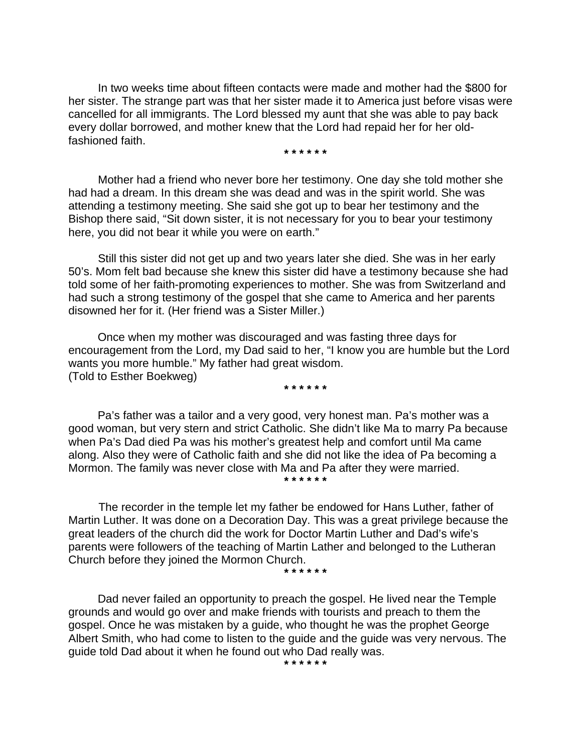In two weeks time about fifteen contacts were made and mother had the $800 for her sister. The strange part was that her sister made it to America just before visas were cancelled for all immigrants. The Lord blessed my aunt that she was able to pay back every dollar borrowed, and mother knew that the Lord had repaid her for her old-fashioned faith.

* * * * * *

Mother had a friend who never bore her testimony. One day she told mother she had had a dream. In this dream she was dead and was in the spirit world. She was attending a testimony meeting. She said she got up to bear her testimony and the Bishop there said, "Sit down sister, it is not necessary for you to bear your testimony here, you did not bear it while you were on earth."

Still this sister did not get up and two years later she died. She was in her early 50's. Mom felt bad because she knew this sister did have a testimony because she had told some of her faith-promoting experiences to mother. She was from Switzerland and had such a strong testimony of the gospel that she came to America and her parents disowned her for it. (Her friend was a Sister Miller.)

Once when my mother was discouraged and was fasting three days for encouragement from the Lord, my Dad said to her, "I know you are humble but the Lord wants you more humble." My father had great wisdom.
(Told to Esther Boekweg)

* * * * * *

Pa's father was a tailor and a very good, very honest man. Pa's mother was a good woman, but very stern and strict Catholic. She didn't like Ma to marry Pa because when Pa's Dad died Pa was his mother's greatest help and comfort until Ma came along. Also they were of Catholic faith and she did not like the idea of Pa becoming a Mormon. The family was never close with Ma and Pa after they were married.

* * * * * *

The recorder in the temple let my father be endowed for Hans Luther, father of Martin Luther. It was done on a Decoration Day. This was a great privilege because the great leaders of the church did the work for Doctor Martin Luther and Dad's wife's parents were followers of the teaching of Martin Lather and belonged to the Lutheran Church before they joined the Mormon Church.

* * * * * *

Dad never failed an opportunity to preach the gospel. He lived near the Temple grounds and would go over and make friends with tourists and preach to them the gospel. Once he was mistaken by a guide, who thought he was the prophet George Albert Smith, who had come to listen to the guide and the guide was very nervous. The guide told Dad about it when he found out who Dad really was.

* * * * * *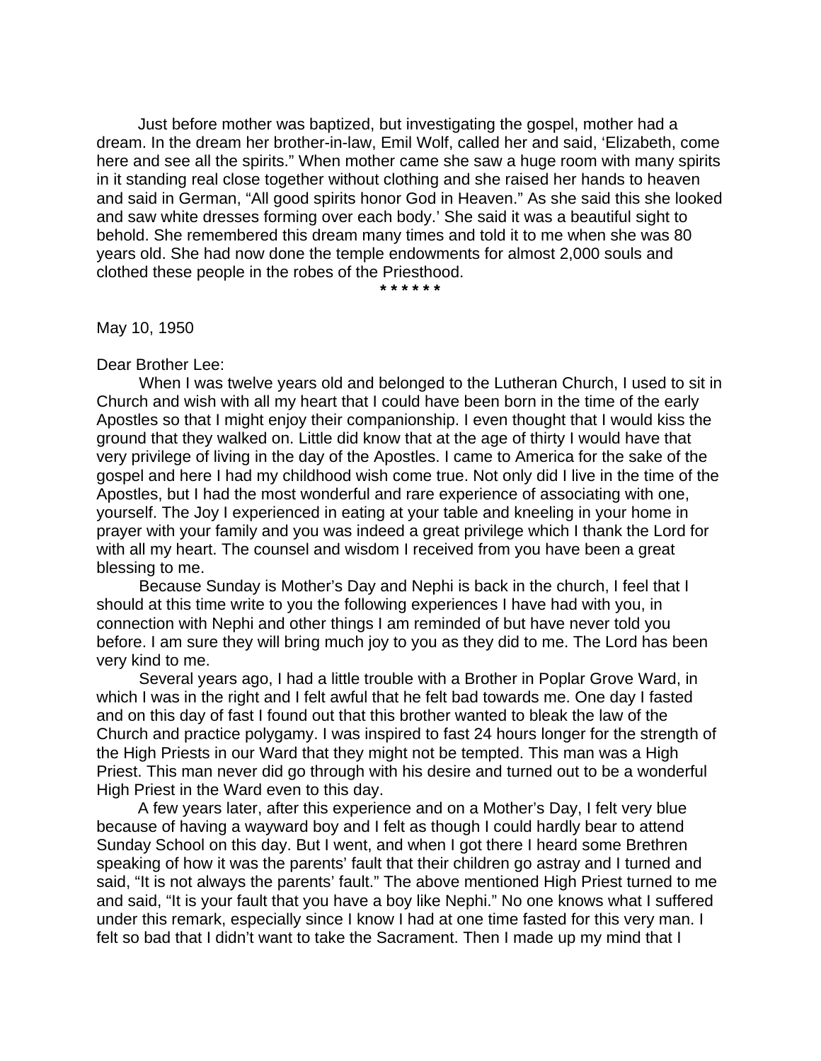Just before mother was baptized, but investigating the gospel, mother had a dream. In the dream her brother-in-law, Emil Wolf, called her and said, 'Elizabeth, come here and see all the spirits." When mother came she saw a huge room with many spirits in it standing real close together without clothing and she raised her hands to heaven and said in German, "All good spirits honor God in Heaven." As she said this she looked and saw white dresses forming over each body.' She said it was a beautiful sight to behold. She remembered this dream many times and told it to me when she was 80 years old. She had now done the temple endowments for almost 2,000 souls and clothed these people in the robes of the Priesthood.

\* \* \* \* \* \*

May 10, 1950

Dear Brother Lee:

When I was twelve years old and belonged to the Lutheran Church, I used to sit in Church and wish with all my heart that I could have been born in the time of the early Apostles so that I might enjoy their companionship. I even thought that I would kiss the ground that they walked on. Little did know that at the age of thirty I would have that very privilege of living in the day of the Apostles. I came to America for the sake of the gospel and here I had my childhood wish come true. Not only did I live in the time of the Apostles, but I had the most wonderful and rare experience of associating with one, yourself. The Joy I experienced in eating at your table and kneeling in your home in prayer with your family and you was indeed a great privilege which I thank the Lord for with all my heart. The counsel and wisdom I received from you have been a great blessing to me.

Because Sunday is Mother's Day and Nephi is back in the church, I feel that I should at this time write to you the following experiences I have had with you, in connection with Nephi and other things I am reminded of but have never told you before. I am sure they will bring much joy to you as they did to me. The Lord has been very kind to me.

Several years ago, I had a little trouble with a Brother in Poplar Grove Ward, in which I was in the right and I felt awful that he felt bad towards me. One day I fasted and on this day of fast I found out that this brother wanted to bleak the law of the Church and practice polygamy. I was inspired to fast 24 hours longer for the strength of the High Priests in our Ward that they might not be tempted. This man was a High Priest. This man never did go through with his desire and turned out to be a wonderful High Priest in the Ward even to this day.

A few years later, after this experience and on a Mother's Day, I felt very blue because of having a wayward boy and I felt as though I could hardly bear to attend Sunday School on this day. But I went, and when I got there I heard some Brethren speaking of how it was the parents' fault that their children go astray and I turned and said, "It is not always the parents' fault." The above mentioned High Priest turned to me and said, "It is your fault that you have a boy like Nephi." No one knows what I suffered under this remark, especially since I know I had at one time fasted for this very man. I felt so bad that I didn't want to take the Sacrament. Then I made up my mind that I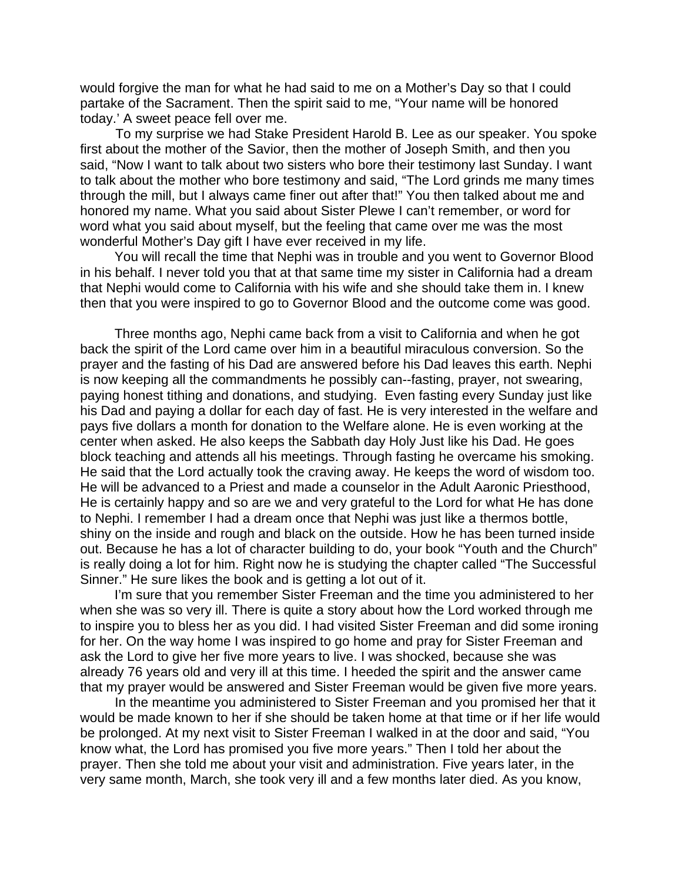would forgive the man for what he had said to me on a Mother's Day so that I could partake of the Sacrament. Then the spirit said to me, "Your name will be honored today.' A sweet peace fell over me.

To my surprise we had Stake President Harold B. Lee as our speaker. You spoke first about the mother of the Savior, then the mother of Joseph Smith, and then you said, "Now I want to talk about two sisters who bore their testimony last Sunday. I want to talk about the mother who bore testimony and said, "The Lord grinds me many times through the mill, but I always came finer out after that!" You then talked about me and honored my name. What you said about Sister Plewe I can't remember, or word for word what you said about myself, but the feeling that came over me was the most wonderful Mother's Day gift I have ever received in my life.

You will recall the time that Nephi was in trouble and you went to Governor Blood in his behalf. I never told you that at that same time my sister in California had a dream that Nephi would come to California with his wife and she should take them in. I knew then that you were inspired to go to Governor Blood and the outcome come was good.

Three months ago, Nephi came back from a visit to California and when he got back the spirit of the Lord came over him in a beautiful miraculous conversion. So the prayer and the fasting of his Dad are answered before his Dad leaves this earth. Nephi is now keeping all the commandments he possibly can--fasting, prayer, not swearing, paying honest tithing and donations, and studying. Even fasting every Sunday just like his Dad and paying a dollar for each day of fast. He is very interested in the welfare and pays five dollars a month for donation to the Welfare alone. He is even working at the center when asked. He also keeps the Sabbath day Holy Just like his Dad. He goes block teaching and attends all his meetings. Through fasting he overcame his smoking. He said that the Lord actually took the craving away. He keeps the word of wisdom too. He will be advanced to a Priest and made a counselor in the Adult Aaronic Priesthood, He is certainly happy and so are we and very grateful to the Lord for what He has done to Nephi. I remember I had a dream once that Nephi was just like a thermos bottle, shiny on the inside and rough and black on the outside. How he has been turned inside out. Because he has a lot of character building to do, your book "Youth and the Church" is really doing a lot for him. Right now he is studying the chapter called "The Successful Sinner." He sure likes the book and is getting a lot out of it.

I'm sure that you remember Sister Freeman and the time you administered to her when she was so very ill. There is quite a story about how the Lord worked through me to inspire you to bless her as you did. I had visited Sister Freeman and did some ironing for her. On the way home I was inspired to go home and pray for Sister Freeman and ask the Lord to give her five more years to live. I was shocked, because she was already 76 years old and very ill at this time. I heeded the spirit and the answer came that my prayer would be answered and Sister Freeman would be given five more years.

In the meantime you administered to Sister Freeman and you promised her that it would be made known to her if she should be taken home at that time or if her life would be prolonged. At my next visit to Sister Freeman I walked in at the door and said, "You know what, the Lord has promised you five more years." Then I told her about the prayer. Then she told me about your visit and administration. Five years later, in the very same month, March, she took very ill and a few months later died. As you know,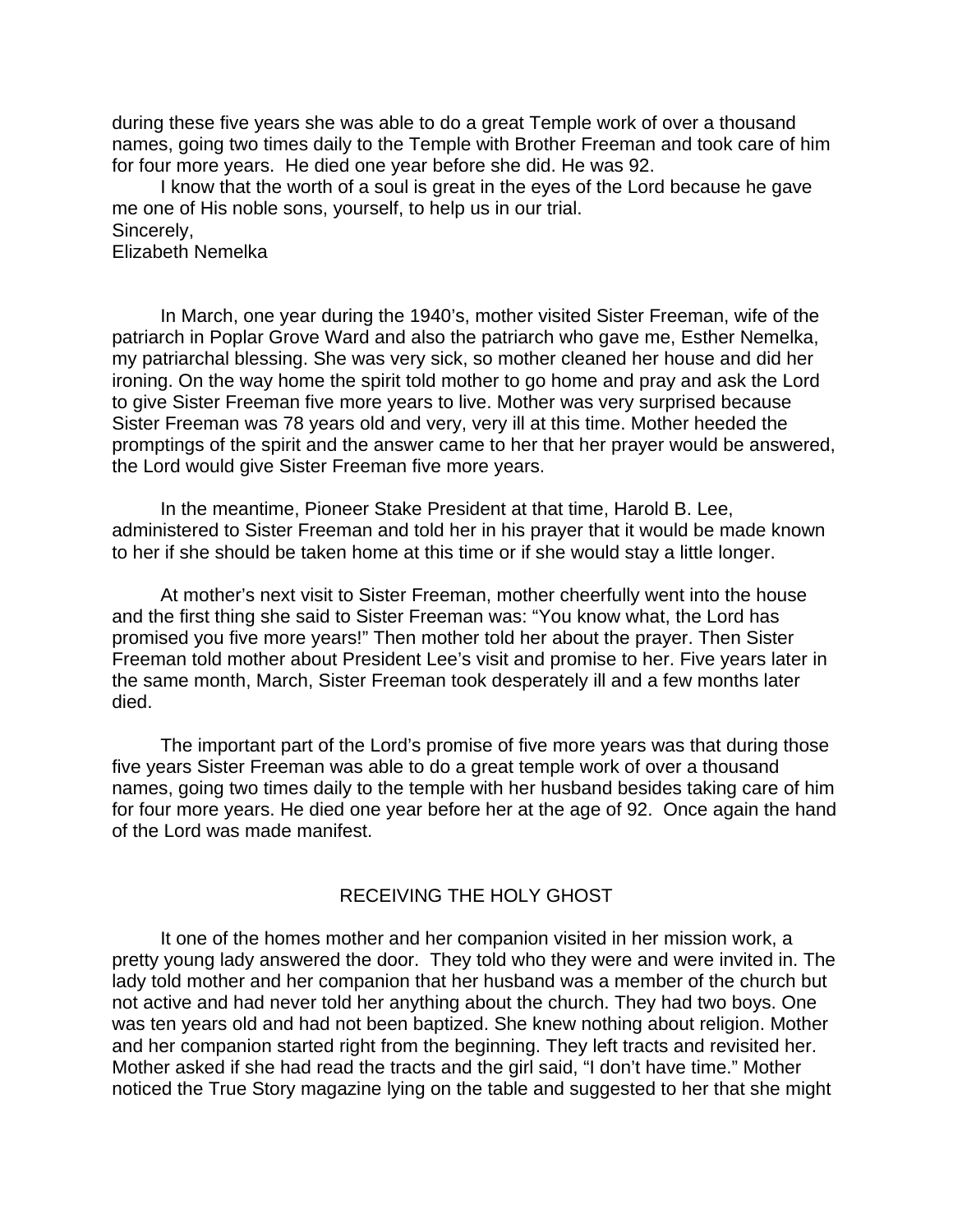during these five years she was able to do a great Temple work of over a thousand names, going two times daily to the Temple with Brother Freeman and took care of him for four more years. He died one year before she did. He was 92.

I know that the worth of a soul is great in the eyes of the Lord because he gave me one of His noble sons, yourself, to help us in our trial.
Sincerely,
Elizabeth Nemelka

In March, one year during the 1940's, mother visited Sister Freeman, wife of the patriarch in Poplar Grove Ward and also the patriarch who gave me, Esther Nemelka, my patriarchal blessing. She was very sick, so mother cleaned her house and did her ironing. On the way home the spirit told mother to go home and pray and ask the Lord to give Sister Freeman five more years to live. Mother was very surprised because Sister Freeman was 78 years old and very, very ill at this time. Mother heeded the promptings of the spirit and the answer came to her that her prayer would be answered, the Lord would give Sister Freeman five more years.

In the meantime, Pioneer Stake President at that time, Harold B. Lee, administered to Sister Freeman and told her in his prayer that it would be made known to her if she should be taken home at this time or if she would stay a little longer.

At mother's next visit to Sister Freeman, mother cheerfully went into the house and the first thing she said to Sister Freeman was: "You know what, the Lord has promised you five more years!" Then mother told her about the prayer. Then Sister Freeman told mother about President Lee's visit and promise to her. Five years later in the same month, March, Sister Freeman took desperately ill and a few months later died.

The important part of the Lord's promise of five more years was that during those five years Sister Freeman was able to do a great temple work of over a thousand names, going two times daily to the temple with her husband besides taking care of him for four more years. He died one year before her at the age of 92. Once again the hand of the Lord was made manifest.

## RECEIVING THE HOLY GHOST

It one of the homes mother and her companion visited in her mission work, a pretty young lady answered the door. They told who they were and were invited in. The lady told mother and her companion that her husband was a member of the church but not active and had never told her anything about the church. They had two boys. One was ten years old and had not been baptized. She knew nothing about religion. Mother and her companion started right from the beginning. They left tracts and revisited her. Mother asked if she had read the tracts and the girl said, "I don't have time." Mother noticed the True Story magazine lying on the table and suggested to her that she might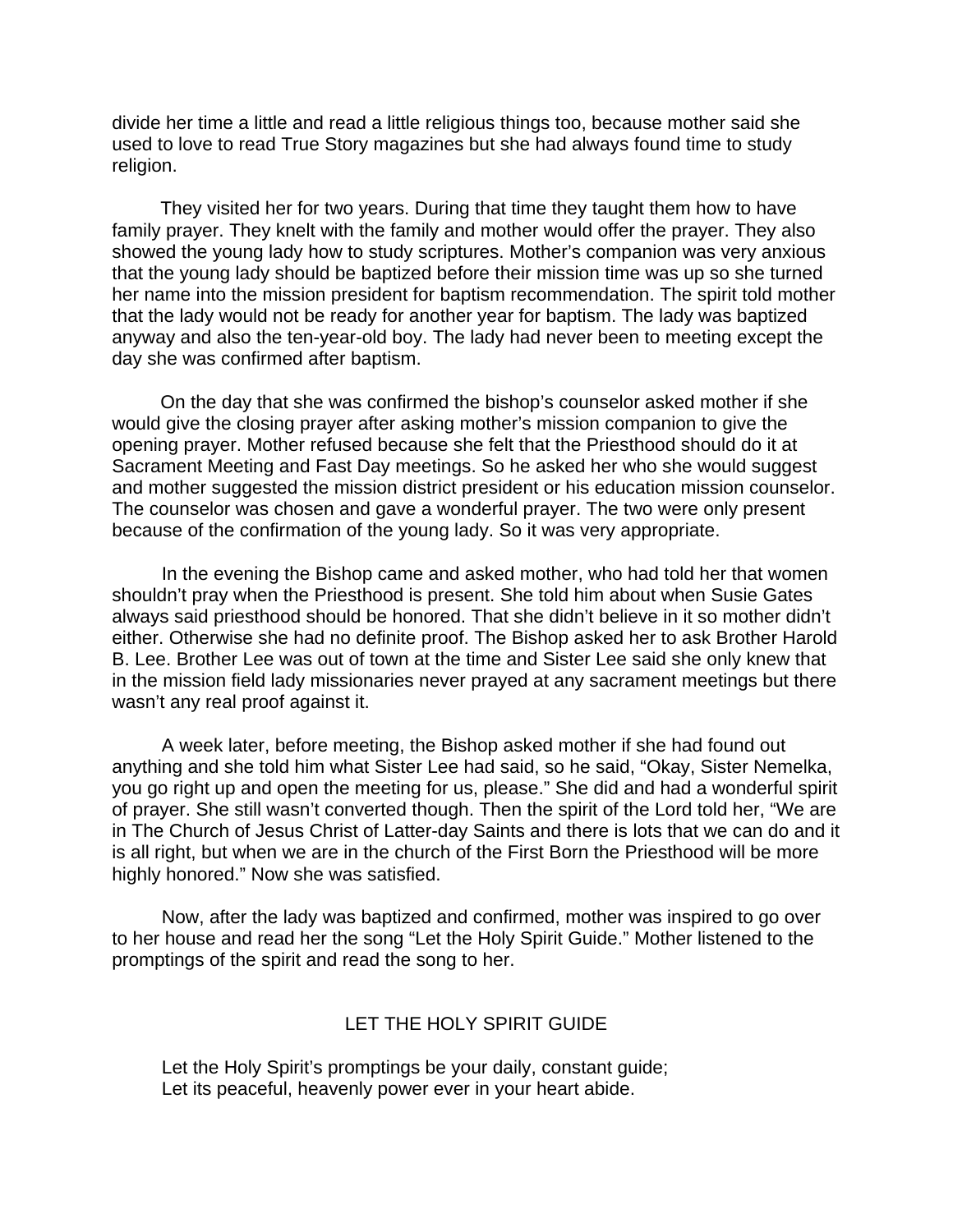divide her time a little and read a little religious things too, because mother said she used to love to read True Story magazines but she had always found time to study religion.

They visited her for two years. During that time they taught them how to have family prayer. They knelt with the family and mother would offer the prayer. They also showed the young lady how to study scriptures. Mother's companion was very anxious that the young lady should be baptized before their mission time was up so she turned her name into the mission president for baptism recommendation. The spirit told mother that the lady would not be ready for another year for baptism. The lady was baptized anyway and also the ten-year-old boy. The lady had never been to meeting except the day she was confirmed after baptism.

On the day that she was confirmed the bishop's counselor asked mother if she would give the closing prayer after asking mother's mission companion to give the opening prayer. Mother refused because she felt that the Priesthood should do it at Sacrament Meeting and Fast Day meetings. So he asked her who she would suggest and mother suggested the mission district president or his education mission counselor. The counselor was chosen and gave a wonderful prayer. The two were only present because of the confirmation of the young lady. So it was very appropriate.

In the evening the Bishop came and asked mother, who had told her that women shouldn't pray when the Priesthood is present. She told him about when Susie Gates always said priesthood should be honored. That she didn't believe in it so mother didn't either. Otherwise she had no definite proof. The Bishop asked her to ask Brother Harold B. Lee. Brother Lee was out of town at the time and Sister Lee said she only knew that in the mission field lady missionaries never prayed at any sacrament meetings but there wasn't any real proof against it.

A week later, before meeting, the Bishop asked mother if she had found out anything and she told him what Sister Lee had said, so he said, "Okay, Sister Nemelka, you go right up and open the meeting for us, please." She did and had a wonderful spirit of prayer. She still wasn't converted though. Then the spirit of the Lord told her, "We are in The Church of Jesus Christ of Latter-day Saints and there is lots that we can do and it is all right, but when we are in the church of the First Born the Priesthood will be more highly honored." Now she was satisfied.

Now, after the lady was baptized and confirmed, mother was inspired to go over to her house and read her the song "Let the Holy Spirit Guide." Mother listened to the promptings of the spirit and read the song to her.

LET THE HOLY SPIRIT GUIDE

Let the Holy Spirit's promptings be your daily, constant guide;
Let its peaceful, heavenly power ever in your heart abide.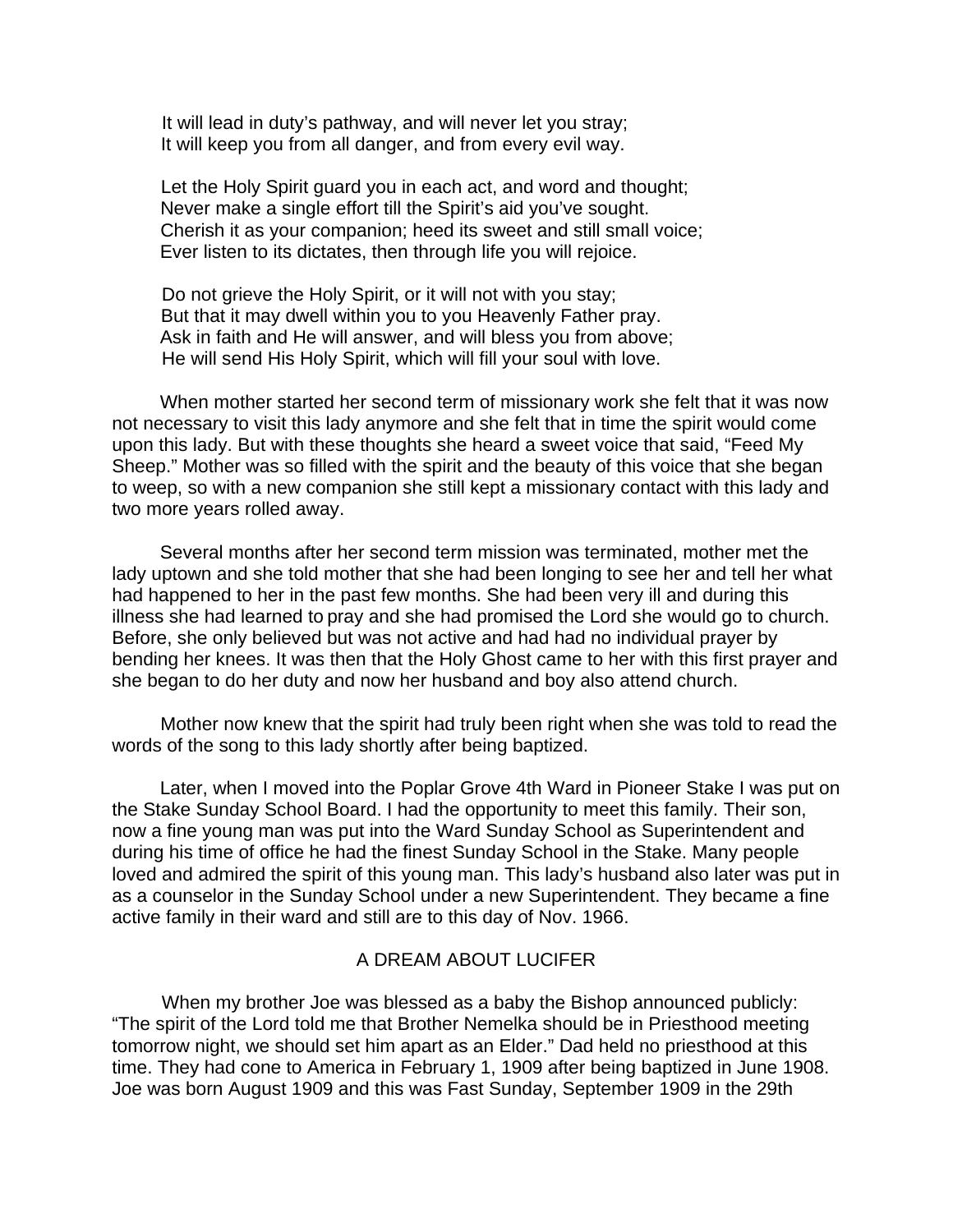It will lead in duty's pathway, and will never let you stray;
It will keep you from all danger, and from every evil way.

Let the Holy Spirit guard you in each act, and word and thought;
Never make a single effort till the Spirit's aid you've sought.
Cherish it as your companion; heed its sweet and still small voice;
Ever listen to its dictates, then through life you will rejoice.

Do not grieve the Holy Spirit, or it will not with you stay;
But that it may dwell within you to you Heavenly Father pray.
Ask in faith and He will answer, and will bless you from above;
He will send His Holy Spirit, which will fill your soul with love.

When mother started her second term of missionary work she felt that it was now not necessary to visit this lady anymore and she felt that in time the spirit would come upon this lady. But with these thoughts she heard a sweet voice that said, "Feed My Sheep." Mother was so filled with the spirit and the beauty of this voice that she began to weep, so with a new companion she still kept a missionary contact with this lady and two more years rolled away.

Several months after her second term mission was terminated, mother met the lady uptown and she told mother that she had been longing to see her and tell her what had happened to her in the past few months. She had been very ill and during this illness she had learned to pray and she had promised the Lord she would go to church. Before, she only believed but was not active and had had no individual prayer by bending her knees. It was then that the Holy Ghost came to her with this first prayer and she began to do her duty and now her husband and boy also attend church.

Mother now knew that the spirit had truly been right when she was told to read the words of the song to this lady shortly after being baptized.

Later, when I moved into the Poplar Grove 4th Ward in Pioneer Stake I was put on the Stake Sunday School Board. I had the opportunity to meet this family. Their son, now a fine young man was put into the Ward Sunday School as Superintendent and during his time of office he had the finest Sunday School in the Stake. Many people loved and admired the spirit of this young man. This lady's husband also later was put in as a counselor in the Sunday School under a new Superintendent. They became a fine active family in their ward and still are to this day of Nov. 1966.

## A DREAM ABOUT LUCIFER

When my brother Joe was blessed as a baby the Bishop announced publicly: "The spirit of the Lord told me that Brother Nemelka should be in Priesthood meeting tomorrow night, we should set him apart as an Elder." Dad held no priesthood at this time. They had cone to America in February 1, 1909 after being baptized in June 1908. Joe was born August 1909 and this was Fast Sunday, September 1909 in the 29th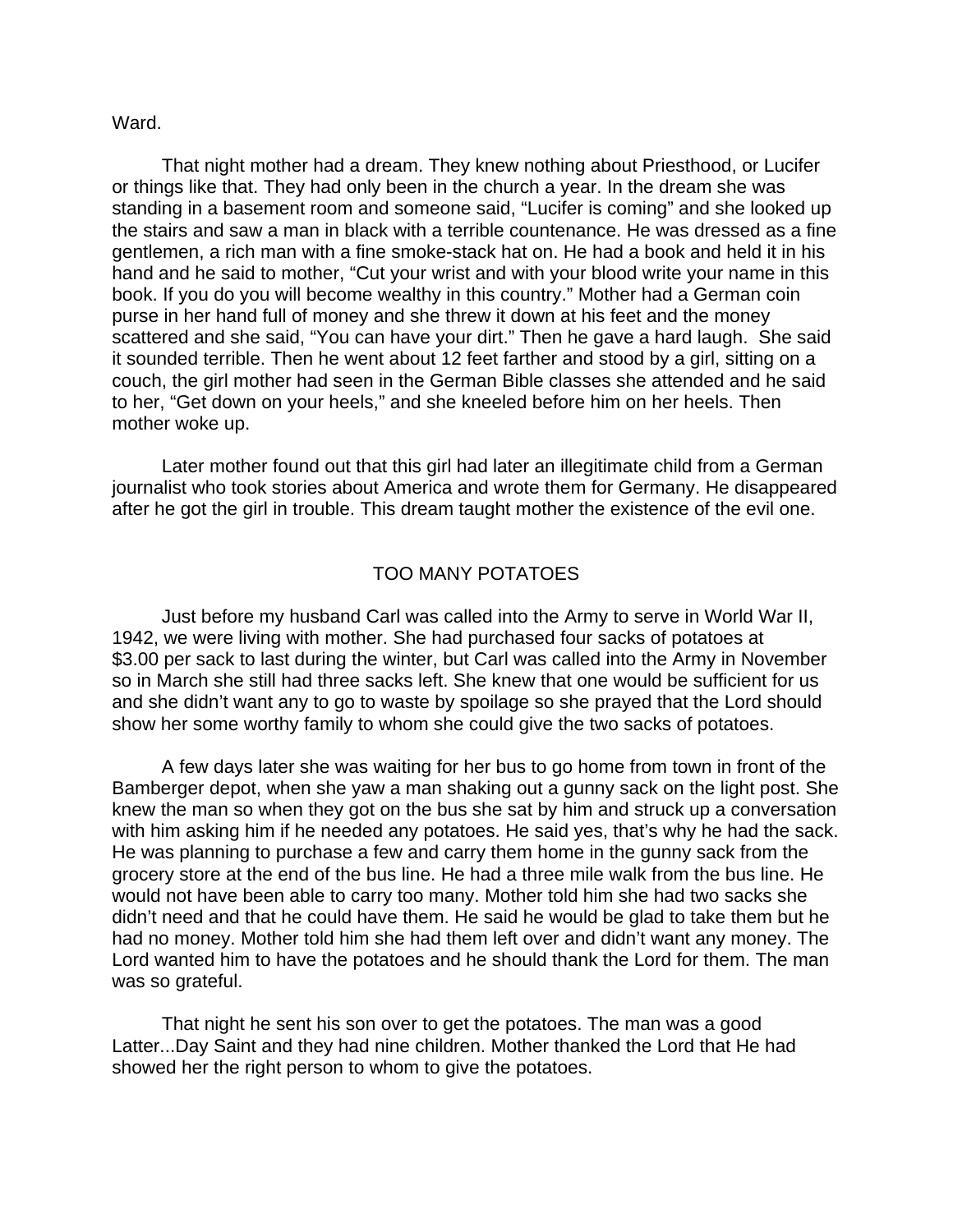Ward.

That night mother had a dream. They knew nothing about Priesthood, or Lucifer or things like that. They had only been in the church a year. In the dream she was standing in a basement room and someone said, "Lucifer is coming" and she looked up the stairs and saw a man in black with a terrible countenance. He was dressed as a fine gentlemen, a rich man with a fine smoke-stack hat on. He had a book and held it in his hand and he said to mother, "Cut your wrist and with your blood write your name in this book. If you do you will become wealthy in this country." Mother had a German coin purse in her hand full of money and she threw it down at his feet and the money scattered and she said, "You can have your dirt." Then he gave a hard laugh. She said it sounded terrible. Then he went about 12 feet farther and stood by a girl, sitting on a couch, the girl mother had seen in the German Bible classes she attended and he said to her, "Get down on your heels," and she kneeled before him on her heels. Then mother woke up.

Later mother found out that this girl had later an illegitimate child from a German journalist who took stories about America and wrote them for Germany. He disappeared after he got the girl in trouble. This dream taught mother the existence of the evil one.

## TOO MANY POTATOES

Just before my husband Carl was called into the Army to serve in World War II, 1942, we were living with mother. She had purchased four sacks of potatoes at $3.00 per sack to last during the winter, but Carl was called into the Army in November so in March she still had three sacks left. She knew that one would be sufficient for us and she didn't want any to go to waste by spoilage so she prayed that the Lord should show her some worthy family to whom she could give the two sacks of potatoes.

A few days later she was waiting for her bus to go home from town in front of the Bamberger depot, when she yaw a man shaking out a gunny sack on the light post. She knew the man so when they got on the bus she sat by him and struck up a conversation with him asking him if he needed any potatoes. He said yes, that's why he had the sack. He was planning to purchase a few and carry them home in the gunny sack from the grocery store at the end of the bus line. He had a three mile walk from the bus line. He would not have been able to carry too many. Mother told him she had two sacks she didn't need and that he could have them. He said he would be glad to take them but he had no money. Mother told him she had them left over and didn't want any money. The Lord wanted him to have the potatoes and he should thank the Lord for them. The man was so grateful.

That night he sent his son over to get the potatoes. The man was a good Latter...Day Saint and they had nine children. Mother thanked the Lord that He had showed her the right person to whom to give the potatoes.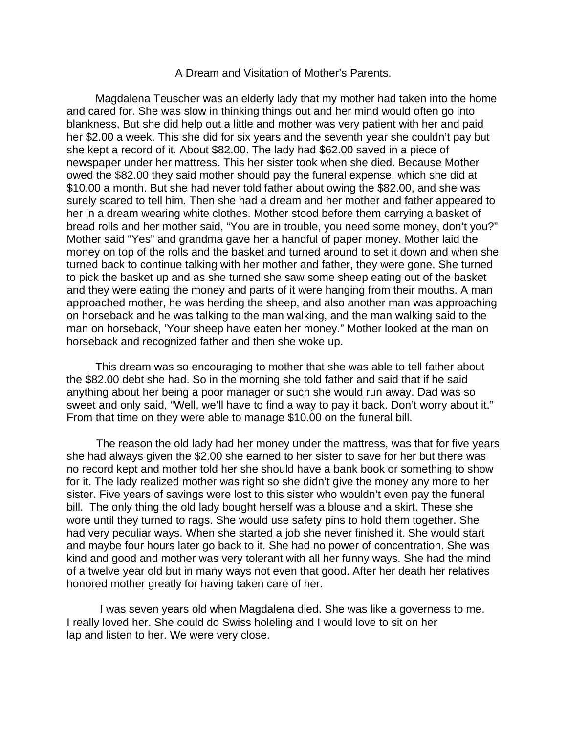# A Dream and Visitation of Mother's Parents.

Magdalena Teuscher was an elderly lady that my mother had taken into the home and cared for. She was slow in thinking things out and her mind would often go into blankness, But she did help out a little and mother was very patient with her and paid her $2.00 a week. This she did for six years and the seventh year she couldn't pay but she kept a record of it. About $82.00. The lady had $62.00 saved in a piece of newspaper under her mattress. This her sister took when she died. Because Mother owed the $82.00 they said mother should pay the funeral expense, which she did at $10.00 a month. But she had never told father about owing the $82.00, and she was surely scared to tell him. Then she had a dream and her mother and father appeared to her in a dream wearing white clothes. Mother stood before them carrying a basket of bread rolls and her mother said, "You are in trouble, you need some money, don't you?" Mother said "Yes" and grandma gave her a handful of paper money. Mother laid the money on top of the rolls and the basket and turned around to set it down and when she turned back to continue talking with her mother and father, they were gone. She turned to pick the basket up and as she turned she saw some sheep eating out of the basket and they were eating the money and parts of it were hanging from their mouths. A man approached mother, he was herding the sheep, and also another man was approaching on horseback and he was talking to the man walking, and the man walking said to the man on horseback, 'Your sheep have eaten her money." Mother looked at the man on horseback and recognized father and then she woke up.

This dream was so encouraging to mother that she was able to tell father about the $82.00 debt she had. So in the morning she told father and said that if he said anything about her being a poor manager or such she would run away. Dad was so sweet and only said, "Well, we'll have to find a way to pay it back. Don't worry about it." From that time on they were able to manage $10.00 on the funeral bill.

The reason the old lady had her money under the mattress, was that for five years she had always given the $2.00 she earned to her sister to save for her but there was no record kept and mother told her she should have a bank book or something to show for it. The lady realized mother was right so she didn't give the money any more to her sister. Five years of savings were lost to this sister who wouldn't even pay the funeral bill. The only thing the old lady bought herself was a blouse and a skirt. These she wore until they turned to rags. She would use safety pins to hold them together. She had very peculiar ways. When she started a job she never finished it. She would start and maybe four hours later go back to it. She had no power of concentration. She was kind and good and mother was very tolerant with all her funny ways. She had the mind of a twelve year old but in many ways not even that good. After her death her relatives honored mother greatly for having taken care of her.

I was seven years old when Magdalena died. She was like a governess to me. I really loved her. She could do Swiss holeling and I would love to sit on her lap and listen to her. We were very close.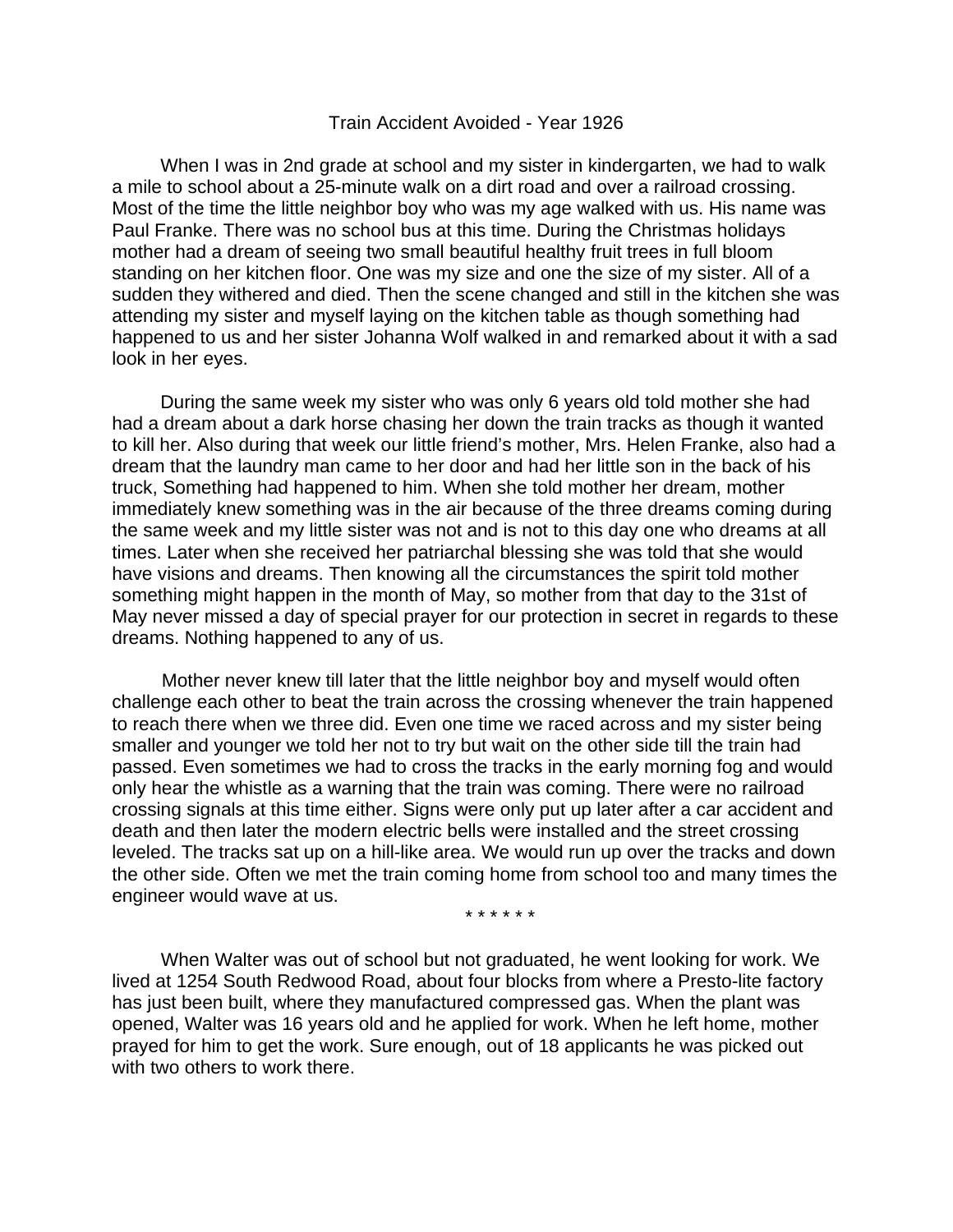## Train Accident Avoided - Year 1926

When I was in 2nd grade at school and my sister in kindergarten, we had to walk a mile to school about a 25-minute walk on a dirt road and over a railroad crossing. Most of the time the little neighbor boy who was my age walked with us. His name was Paul Franke. There was no school bus at this time. During the Christmas holidays mother had a dream of seeing two small beautiful healthy fruit trees in full bloom standing on her kitchen floor. One was my size and one the size of my sister. All of a sudden they withered and died. Then the scene changed and still in the kitchen she was attending my sister and myself laying on the kitchen table as though something had happened to us and her sister Johanna Wolf walked in and remarked about it with a sad look in her eyes.

During the same week my sister who was only 6 years old told mother she had had a dream about a dark horse chasing her down the train tracks as though it wanted to kill her. Also during that week our little friend's mother, Mrs. Helen Franke, also had a dream that the laundry man came to her door and had her little son in the back of his truck, Something had happened to him. When she told mother her dream, mother immediately knew something was in the air because of the three dreams coming during the same week and my little sister was not and is not to this day one who dreams at all times. Later when she received her patriarchal blessing she was told that she would have visions and dreams. Then knowing all the circumstances the spirit told mother something might happen in the month of May, so mother from that day to the 31st of May never missed a day of special prayer for our protection in secret in regards to these dreams. Nothing happened to any of us.

Mother never knew till later that the little neighbor boy and myself would often challenge each other to beat the train across the crossing whenever the train happened to reach there when we three did. Even one time we raced across and my sister being smaller and younger we told her not to try but wait on the other side till the train had passed. Even sometimes we had to cross the tracks in the early morning fog and would only hear the whistle as a warning that the train was coming. There were no railroad crossing signals at this time either. Signs were only put up later after a car accident and death and then later the modern electric bells were installed and the street crossing leveled. The tracks sat up on a hill-like area. We would run up over the tracks and down the other side. Often we met the train coming home from school too and many times the engineer would wave at us.

* * * * * *

When Walter was out of school but not graduated, he went looking for work. We lived at 1254 South Redwood Road, about four blocks from where a Presto-lite factory has just been built, where they manufactured compressed gas. When the plant was opened, Walter was 16 years old and he applied for work. When he left home, mother prayed for him to get the work. Sure enough, out of 18 applicants he was picked out with two others to work there.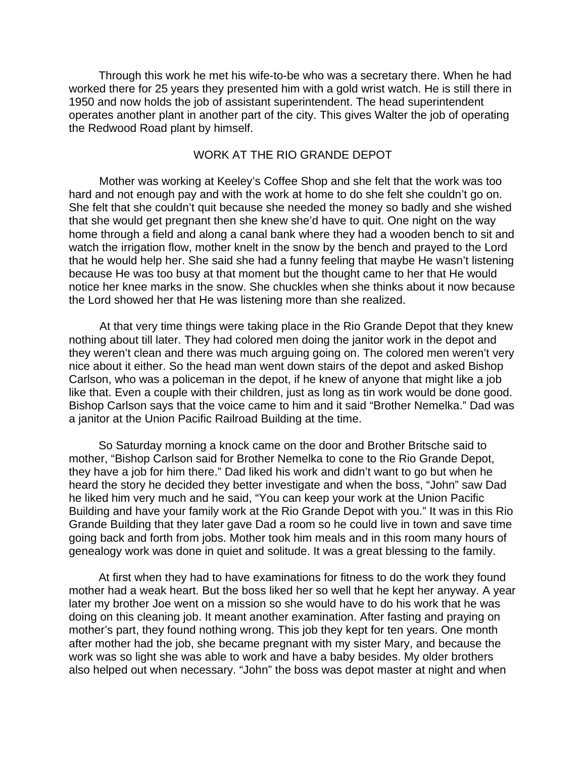Through this work he met his wife-to-be who was a secretary there. When he had worked there for 25 years they presented him with a gold wrist watch. He is still there in 1950 and now holds the job of assistant superintendent. The head superintendent operates another plant in another part of the city. This gives Walter the job of operating the Redwood Road plant by himself.

## WORK AT THE RIO GRANDE DEPOT

Mother was working at Keeley's Coffee Shop and she felt that the work was too hard and not enough pay and with the work at home to do she felt she couldn't go on. She felt that she couldn't quit because she needed the money so badly and she wished that she would get pregnant then she knew she'd have to quit. One night on the way home through a field and along a canal bank where they had a wooden bench to sit and watch the irrigation flow, mother knelt in the snow by the bench and prayed to the Lord that he would help her. She said she had a funny feeling that maybe He wasn't listening because He was too busy at that moment but the thought came to her that He would notice her knee marks in the snow. She chuckles when she thinks about it now because the Lord showed her that He was listening more than she realized.

At that very time things were taking place in the Rio Grande Depot that they knew nothing about till later. They had colored men doing the janitor work in the depot and they weren't clean and there was much arguing going on. The colored men weren't very nice about it either. So the head man went down stairs of the depot and asked Bishop Carlson, who was a policeman in the depot, if he knew of anyone that might like a job like that. Even a couple with their children, just as long as tin work would be done good. Bishop Carlson says that the voice came to him and it said "Brother Nemelka." Dad was a janitor at the Union Pacific Railroad Building at the time.

So Saturday morning a knock came on the door and Brother Britsche said to mother, "Bishop Carlson said for Brother Nemelka to cone to the Rio Grande Depot, they have a job for him there." Dad liked his work and didn't want to go but when he heard the story he decided they better investigate and when the boss, "John" saw Dad he liked him very much and he said, "You can keep your work at the Union Pacific Building and have your family work at the Rio Grande Depot with you." It was in this Rio Grande Building that they later gave Dad a room so he could live in town and save time going back and forth from jobs. Mother took him meals and in this room many hours of genealogy work was done in quiet and solitude. It was a great blessing to the family.

At first when they had to have examinations for fitness to do the work they found mother had a weak heart. But the boss liked her so well that he kept her anyway. A year later my brother Joe went on a mission so she would have to do his work that he was doing on this cleaning job. It meant another examination. After fasting and praying on mother's part, they found nothing wrong. This job they kept for ten years. One month after mother had the job, she became pregnant with my sister Mary, and because the work was so light she was able to work and have a baby besides. My older brothers also helped out when necessary. "John" the boss was depot master at night and when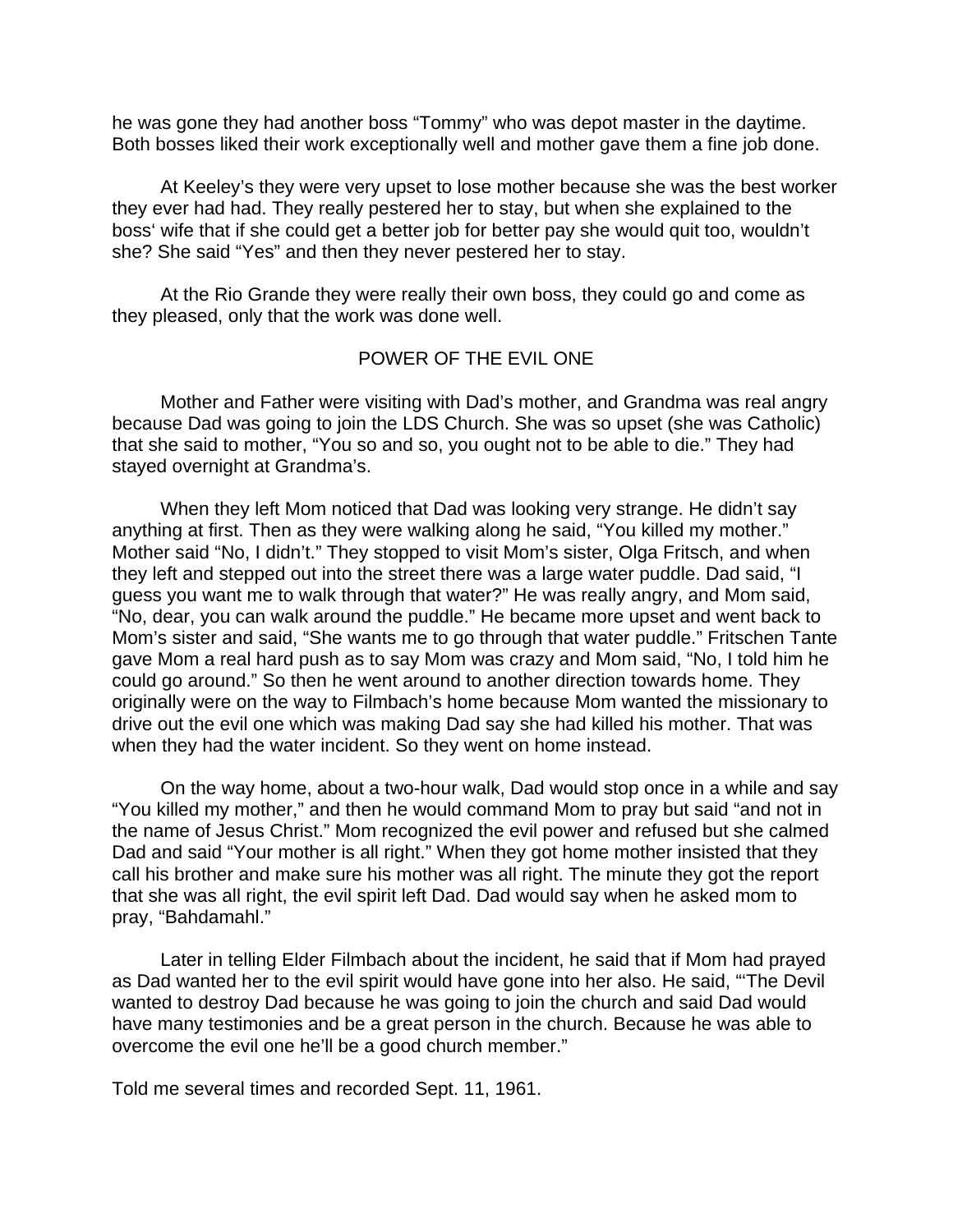he was gone they had another boss "Tommy" who was depot master in the daytime. Both bosses liked their work exceptionally well and mother gave them a fine job done.

At Keeley's they were very upset to lose mother because she was the best worker they ever had had. They really pestered her to stay, but when she explained to the boss' wife that if she could get a better job for better pay she would quit too, wouldn't she? She said "Yes" and then they never pestered her to stay.

At the Rio Grande they were really their own boss, they could go and come as they pleased, only that the work was done well.

## POWER OF THE EVIL ONE

Mother and Father were visiting with Dad's mother, and Grandma was real angry because Dad was going to join the LDS Church. She was so upset (she was Catholic) that she said to mother, "You so and so, you ought not to be able to die." They had stayed overnight at Grandma's.

When they left Mom noticed that Dad was looking very strange. He didn't say anything at first. Then as they were walking along he said, "You killed my mother." Mother said "No, I didn't." They stopped to visit Mom's sister, Olga Fritsch, and when they left and stepped out into the street there was a large water puddle. Dad said, "I guess you want me to walk through that water?" He was really angry, and Mom said, "No, dear, you can walk around the puddle." He became more upset and went back to Mom's sister and said, "She wants me to go through that water puddle." Fritschen Tante gave Mom a real hard push as to say Mom was crazy and Mom said, "No, I told him he could go around." So then he went around to another direction towards home. They originally were on the way to Filmbach's home because Mom wanted the missionary to drive out the evil one which was making Dad say she had killed his mother. That was when they had the water incident. So they went on home instead.

On the way home, about a two-hour walk, Dad would stop once in a while and say "You killed my mother," and then he would command Mom to pray but said "and not in the name of Jesus Christ." Mom recognized the evil power and refused but she calmed Dad and said "Your mother is all right." When they got home mother insisted that they call his brother and make sure his mother was all right. The minute they got the report that she was all right, the evil spirit left Dad. Dad would say when he asked mom to pray, "Bahdamahl."

Later in telling Elder Filmbach about the incident, he said that if Mom had prayed as Dad wanted her to the evil spirit would have gone into her also. He said, "'The Devil wanted to destroy Dad because he was going to join the church and said Dad would have many testimonies and be a great person in the church. Because he was able to overcome the evil one he'll be a good church member."

Told me several times and recorded Sept. 11, 1961.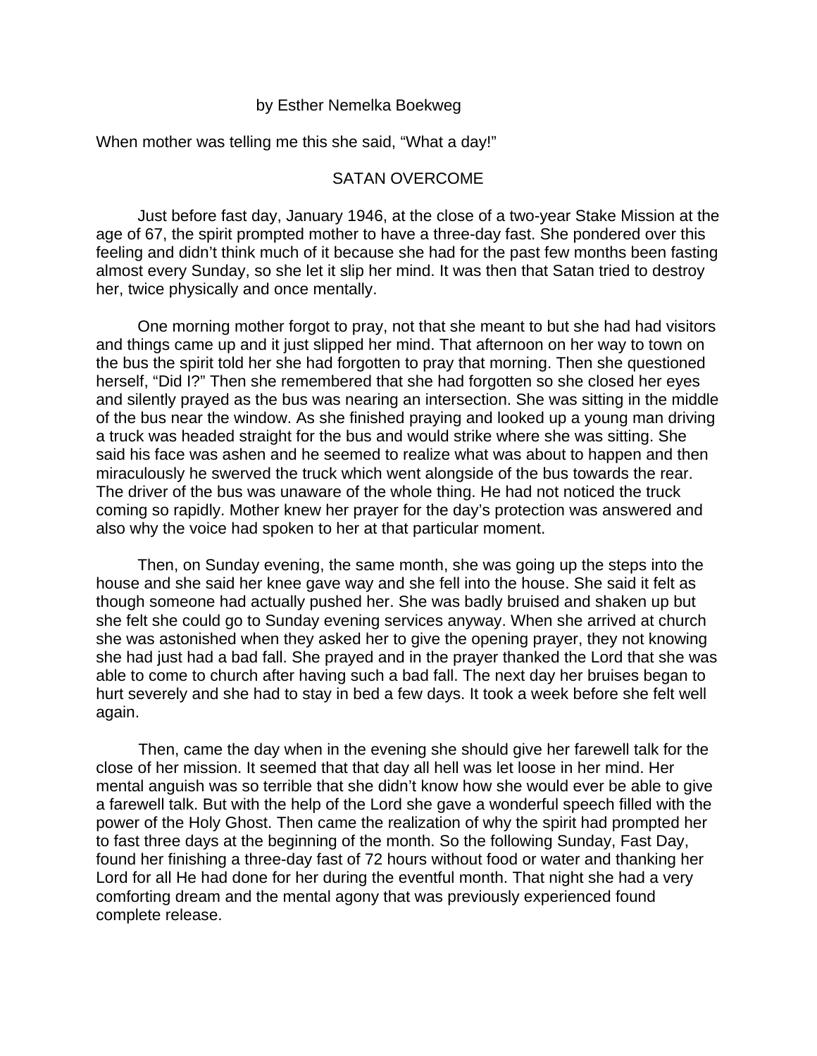by Esther Nemelka Boekweg

When mother was telling me this she said, "What a day!"

## SATAN OVERCOME

Just before fast day, January 1946, at the close of a two-year Stake Mission at the age of 67, the spirit prompted mother to have a three-day fast. She pondered over this feeling and didn't think much of it because she had for the past few months been fasting almost every Sunday, so she let it slip her mind. It was then that Satan tried to destroy her, twice physically and once mentally.

One morning mother forgot to pray, not that she meant to but she had had visitors and things came up and it just slipped her mind. That afternoon on her way to town on the bus the spirit told her she had forgotten to pray that morning. Then she questioned herself, "Did I?" Then she remembered that she had forgotten so she closed her eyes and silently prayed as the bus was nearing an intersection. She was sitting in the middle of the bus near the window. As she finished praying and looked up a young man driving a truck was headed straight for the bus and would strike where she was sitting. She said his face was ashen and he seemed to realize what was about to happen and then miraculously he swerved the truck which went alongside of the bus towards the rear. The driver of the bus was unaware of the whole thing. He had not noticed the truck coming so rapidly. Mother knew her prayer for the day's protection was answered and also why the voice had spoken to her at that particular moment.

Then, on Sunday evening, the same month, she was going up the steps into the house and she said her knee gave way and she fell into the house. She said it felt as though someone had actually pushed her. She was badly bruised and shaken up but she felt she could go to Sunday evening services anyway. When she arrived at church she was astonished when they asked her to give the opening prayer, they not knowing she had just had a bad fall. She prayed and in the prayer thanked the Lord that she was able to come to church after having such a bad fall. The next day her bruises began to hurt severely and she had to stay in bed a few days. It took a week before she felt well again.

Then, came the day when in the evening she should give her farewell talk for the close of her mission. It seemed that that day all hell was let loose in her mind. Her mental anguish was so terrible that she didn't know how she would ever be able to give a farewell talk. But with the help of the Lord she gave a wonderful speech filled with the power of the Holy Ghost. Then came the realization of why the spirit had prompted her to fast three days at the beginning of the month. So the following Sunday, Fast Day, found her finishing a three-day fast of 72 hours without food or water and thanking her Lord for all He had done for her during the eventful month. That night she had a very comforting dream and the mental agony that was previously experienced found complete release.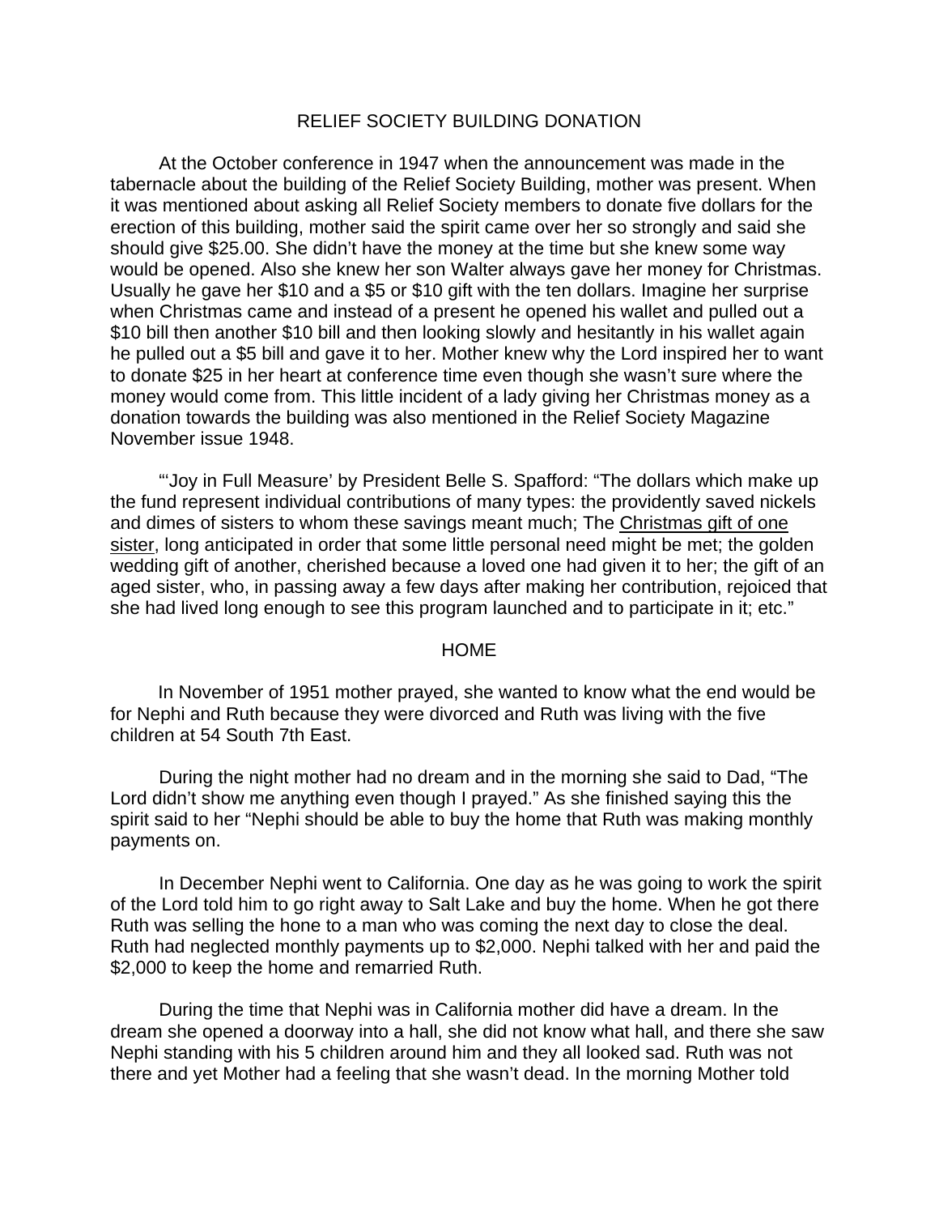## RELIEF SOCIETY BUILDING DONATION

At the October conference in 1947 when the announcement was made in the tabernacle about the building of the Relief Society Building, mother was present. When it was mentioned about asking all Relief Society members to donate five dollars for the erection of this building, mother said the spirit came over her so strongly and said she should give $25.00. She didn't have the money at the time but she knew some way would be opened. Also she knew her son Walter always gave her money for Christmas. Usually he gave her $10 and a $5 or $10 gift with the ten dollars. Imagine her surprise when Christmas came and instead of a present he opened his wallet and pulled out a $10 bill then another $10 bill and then looking slowly and hesitantly in his wallet again he pulled out a $5 bill and gave it to her. Mother knew why the Lord inspired her to want to donate $25 in her heart at conference time even though she wasn't sure where the money would come from. This little incident of a lady giving her Christmas money as a donation towards the building was also mentioned in the Relief Society Magazine November issue 1948.

"'Joy in Full Measure' by President Belle S. Spafford: "The dollars which make up the fund represent individual contributions of many types: the providently saved nickels and dimes of sisters to whom these savings meant much; The <u>Christmas gift of one sister</u>, long anticipated in order that some little personal need might be met; the golden wedding gift of another, cherished because a loved one had given it to her; the gift of an aged sister, who, in passing away a few days after making her contribution, rejoiced that she had lived long enough to see this program launched and to participate in it; etc."

## HOME

In November of 1951 mother prayed, she wanted to know what the end would be for Nephi and Ruth because they were divorced and Ruth was living with the five children at 54 South 7th East.

During the night mother had no dream and in the morning she said to Dad, "The Lord didn't show me anything even though I prayed." As she finished saying this the spirit said to her "Nephi should be able to buy the home that Ruth was making monthly payments on.

In December Nephi went to California. One day as he was going to work the spirit of the Lord told him to go right away to Salt Lake and buy the home. When he got there Ruth was selling the hone to a man who was coming the next day to close the deal. Ruth had neglected monthly payments up to $2,000. Nephi talked with her and paid the $2,000 to keep the home and remarried Ruth.

During the time that Nephi was in California mother did have a dream. In the dream she opened a doorway into a hall, she did not know what hall, and there she saw Nephi standing with his 5 children around him and they all looked sad. Ruth was not there and yet Mother had a feeling that she wasn't dead. In the morning Mother told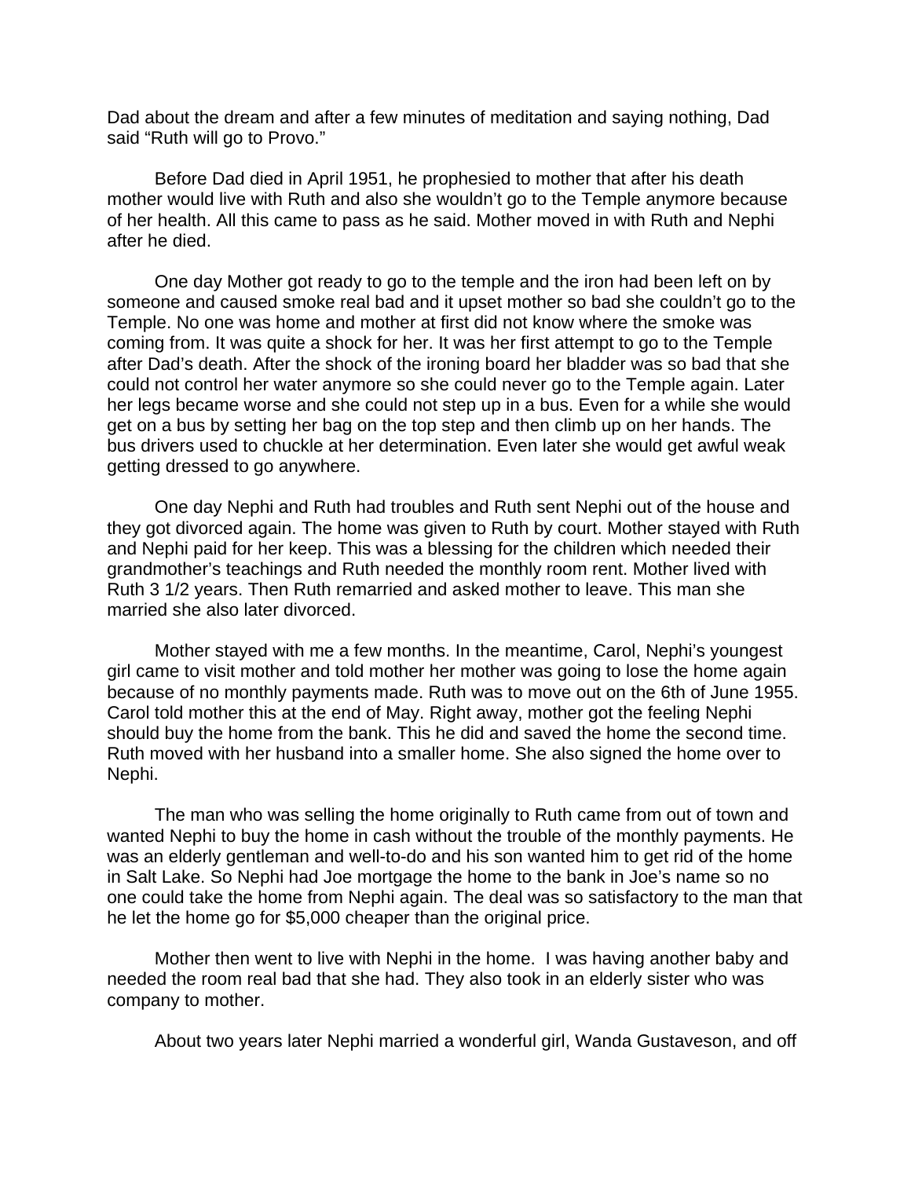Dad about the dream and after a few minutes of meditation and saying nothing, Dad said "Ruth will go to Provo."

Before Dad died in April 1951, he prophesied to mother that after his death mother would live with Ruth and also she wouldn't go to the Temple anymore because of her health. All this came to pass as he said. Mother moved in with Ruth and Nephi after he died.

One day Mother got ready to go to the temple and the iron had been left on by someone and caused smoke real bad and it upset mother so bad she couldn't go to the Temple. No one was home and mother at first did not know where the smoke was coming from. It was quite a shock for her. It was her first attempt to go to the Temple after Dad's death. After the shock of the ironing board her bladder was so bad that she could not control her water anymore so she could never go to the Temple again. Later her legs became worse and she could not step up in a bus. Even for a while she would get on a bus by setting her bag on the top step and then climb up on her hands. The bus drivers used to chuckle at her determination. Even later she would get awful weak getting dressed to go anywhere.

One day Nephi and Ruth had troubles and Ruth sent Nephi out of the house and they got divorced again. The home was given to Ruth by court. Mother stayed with Ruth and Nephi paid for her keep. This was a blessing for the children which needed their grandmother's teachings and Ruth needed the monthly room rent. Mother lived with Ruth 3 1/2 years. Then Ruth remarried and asked mother to leave. This man she married she also later divorced.

Mother stayed with me a few months. In the meantime, Carol, Nephi's youngest girl came to visit mother and told mother her mother was going to lose the home again because of no monthly payments made. Ruth was to move out on the 6th of June 1955. Carol told mother this at the end of May. Right away, mother got the feeling Nephi should buy the home from the bank. This he did and saved the home the second time. Ruth moved with her husband into a smaller home. She also signed the home over to Nephi.

The man who was selling the home originally to Ruth came from out of town and wanted Nephi to buy the home in cash without the trouble of the monthly payments. He was an elderly gentleman and well-to-do and his son wanted him to get rid of the home in Salt Lake. So Nephi had Joe mortgage the home to the bank in Joe's name so no one could take the home from Nephi again. The deal was so satisfactory to the man that he let the home go for $5,000 cheaper than the original price.

Mother then went to live with Nephi in the home. I was having another baby and needed the room real bad that she had. They also took in an elderly sister who was company to mother.

About two years later Nephi married a wonderful girl, Wanda Gustaveson, and off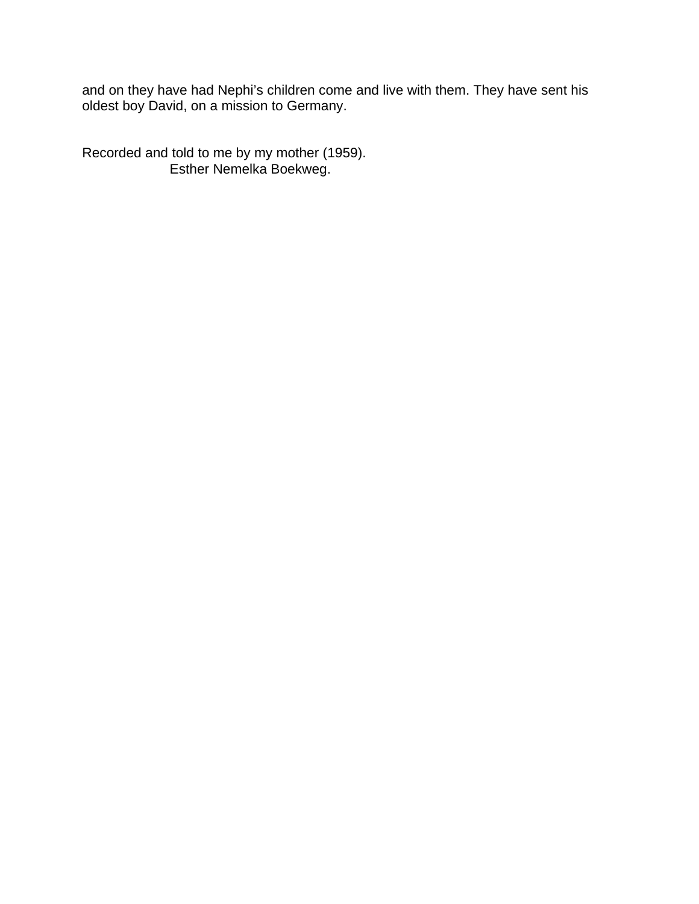and on they have had Nephi's children come and live with them. They have sent his oldest boy David, on a mission to Germany.

Recorded and told to me by my mother (1959).
Esther Nemelka Boekweg.